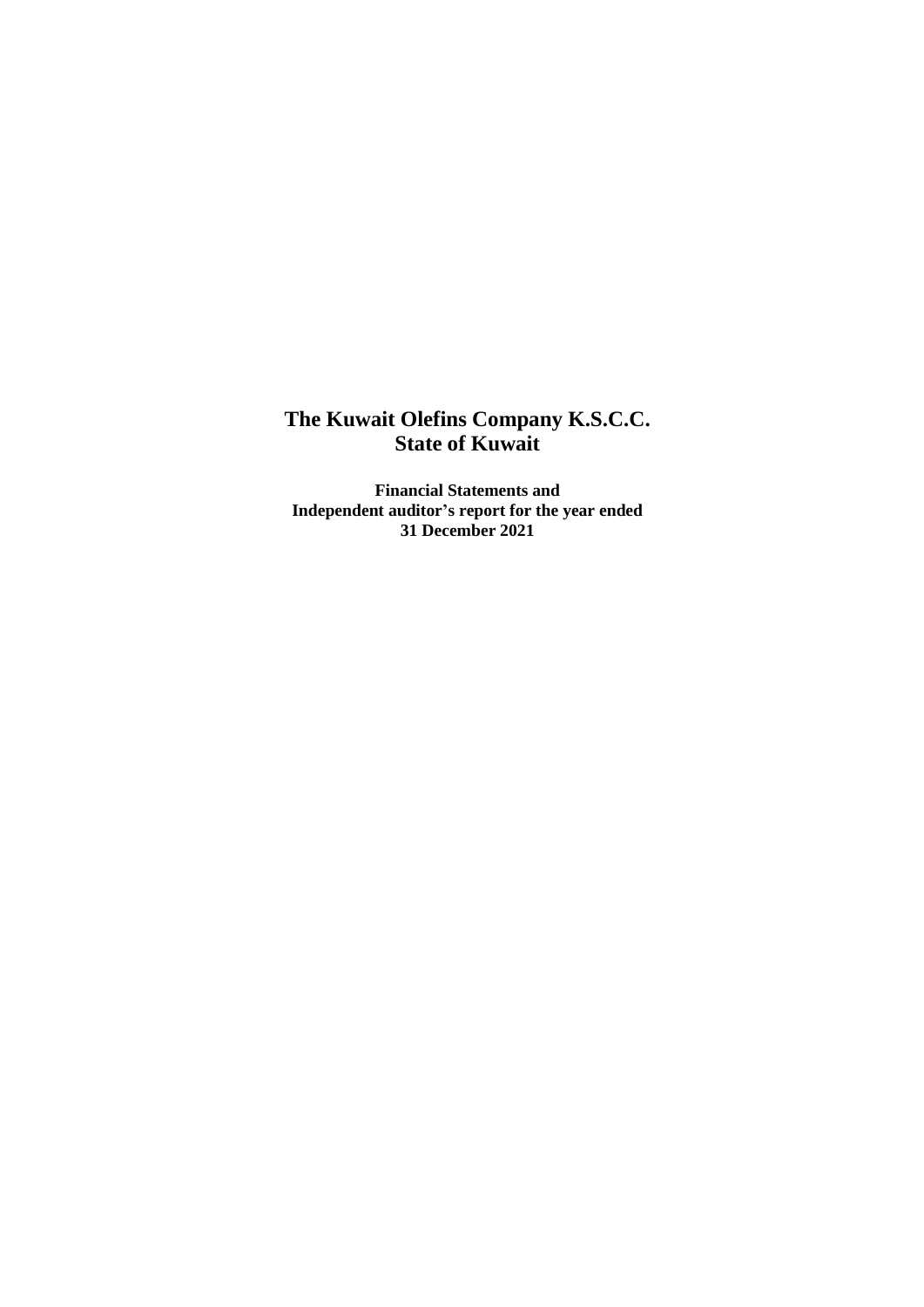# The Kuwait Olefins Company K.S.C.C.
# State of Kuwait

**Financial Statements and**
**Independent auditor's report for the year ended**
**31 December 2021**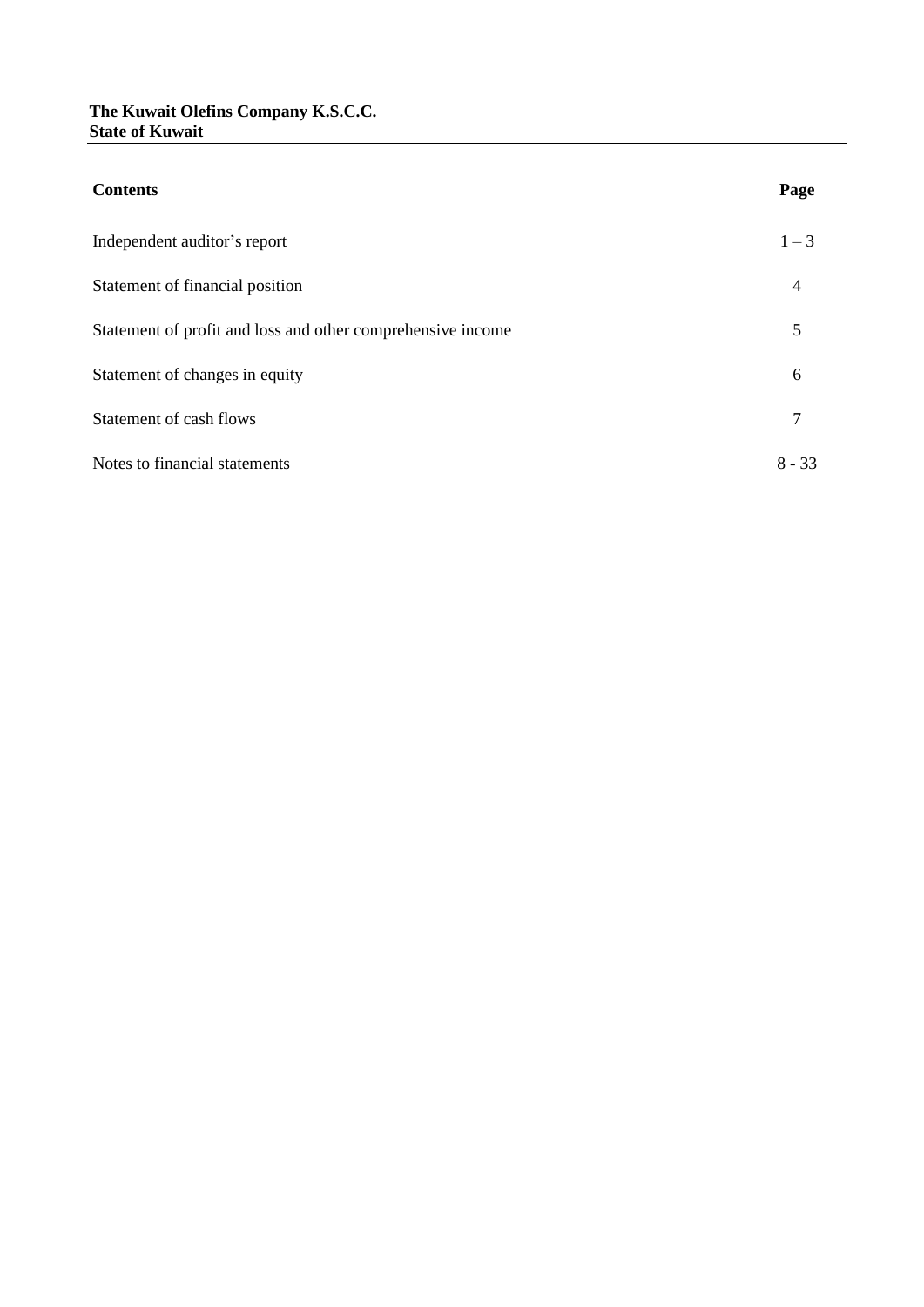**The Kuwait Olefins Company K.S.C.C.**
**State of Kuwait**

| **Contents** | **Page** |
|---|---|
| Independent auditor's report | 1 – 3 |
| Statement of financial position | 4 |
| Statement of profit and loss and other comprehensive income | 5 |
| Statement of changes in equity | 6 |
| Statement of cash flows | 7 |
| Notes to financial statements | 8 - 33 |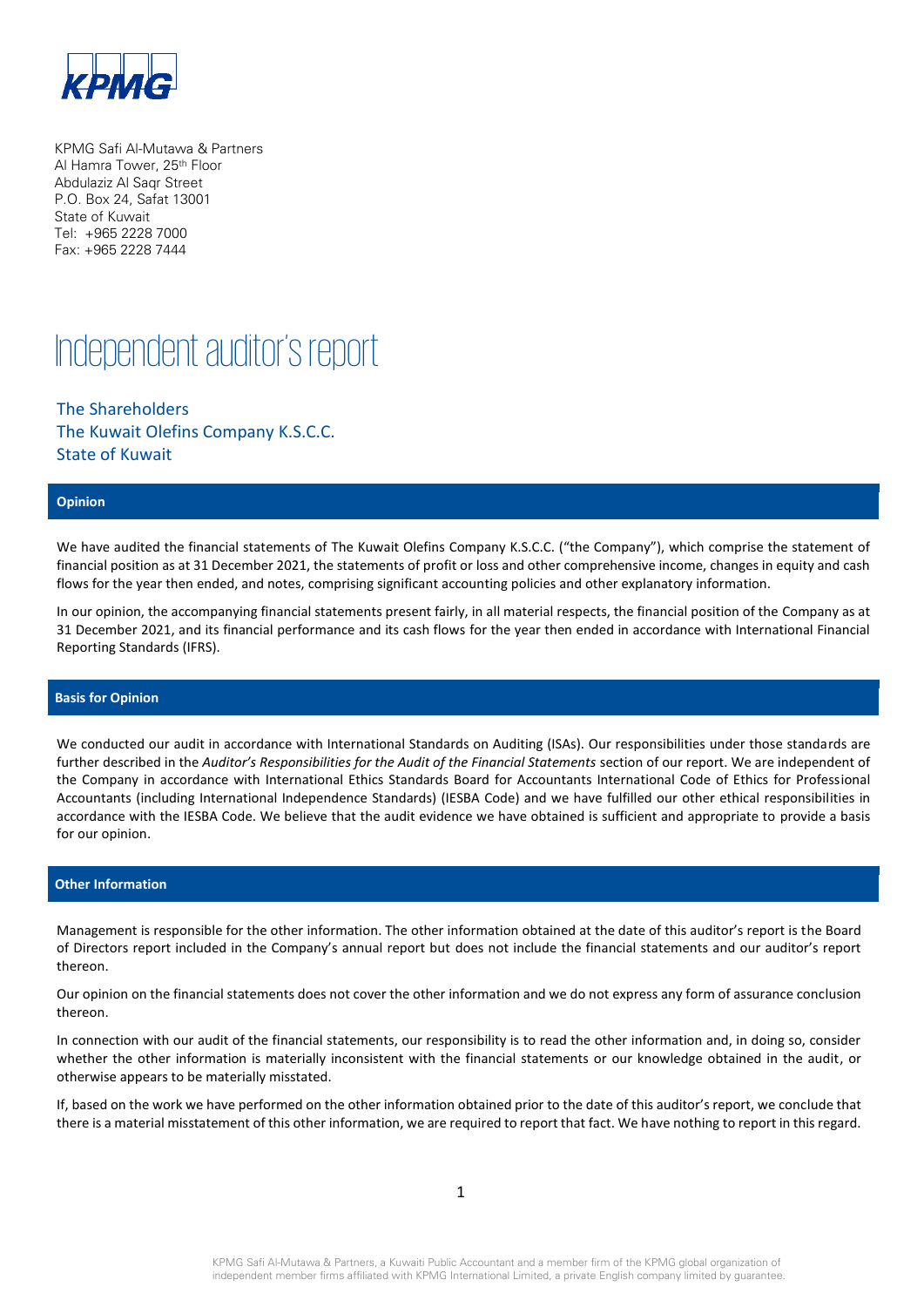KPMG Safi Al-Mutawa & Partners
Al Hamra Tower, 25th Floor
Abdulaziz Al Saqr Street
P.O. Box 24, Safat 13001
State of Kuwait
Tel: +965 2228 7000
Fax: +965 2228 7444

# Independent auditor's report

The Shareholders
The Kuwait Olefins Company K.S.C.C.
State of Kuwait

## Opinion

We have audited the financial statements of The Kuwait Olefins Company K.S.C.C. ("the Company"), which comprise the statement of financial position as at 31 December 2021, the statements of profit or loss and other comprehensive income, changes in equity and cash flows for the year then ended, and notes, comprising significant accounting policies and other explanatory information.

In our opinion, the accompanying financial statements present fairly, in all material respects, the financial position of the Company as at 31 December 2021, and its financial performance and its cash flows for the year then ended in accordance with International Financial Reporting Standards (IFRS).

## Basis for Opinion

We conducted our audit in accordance with International Standards on Auditing (ISAs). Our responsibilities under those standards are further described in the *Auditor's Responsibilities for the Audit of the Financial Statements* section of our report. We are independent of the Company in accordance with International Ethics Standards Board for Accountants International Code of Ethics for Professional Accountants (including International Independence Standards) (IESBA Code) and we have fulfilled our other ethical responsibilities in accordance with the IESBA Code. We believe that the audit evidence we have obtained is sufficient and appropriate to provide a basis for our opinion.

## Other Information

Management is responsible for the other information. The other information obtained at the date of this auditor's report is the Board of Directors report included in the Company's annual report but does not include the financial statements and our auditor's report thereon.

Our opinion on the financial statements does not cover the other information and we do not express any form of assurance conclusion thereon.

In connection with our audit of the financial statements, our responsibility is to read the other information and, in doing so, consider whether the other information is materially inconsistent with the financial statements or our knowledge obtained in the audit, or otherwise appears to be materially misstated.

If, based on the work we have performed on the other information obtained prior to the date of this auditor's report, we conclude that there is a material misstatement of this other information, we are required to report that fact. We have nothing to report in this regard.

KPMG Safi Al-Mutawa & Partners, a Kuwaiti Public Accountant and a member firm of the KPMG global organization of independent member firms affiliated with KPMG International Limited, a private English company limited by guarantee.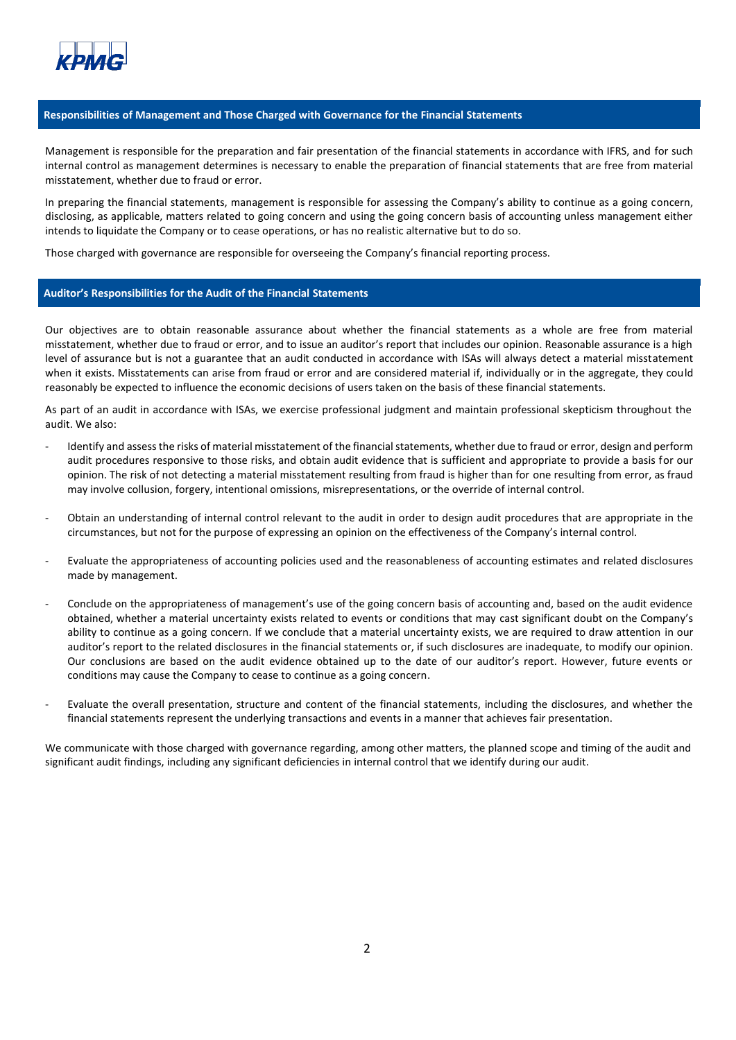## Responsibilities of Management and Those Charged with Governance for the Financial Statements

Management is responsible for the preparation and fair presentation of the financial statements in accordance with IFRS, and for such internal control as management determines is necessary to enable the preparation of financial statements that are free from material misstatement, whether due to fraud or error.

In preparing the financial statements, management is responsible for assessing the Company's ability to continue as a going concern, disclosing, as applicable, matters related to going concern and using the going concern basis of accounting unless management either intends to liquidate the Company or to cease operations, or has no realistic alternative but to do so.

Those charged with governance are responsible for overseeing the Company's financial reporting process.

## Auditor's Responsibilities for the Audit of the Financial Statements

Our objectives are to obtain reasonable assurance about whether the financial statements as a whole are free from material misstatement, whether due to fraud or error, and to issue an auditor's report that includes our opinion. Reasonable assurance is a high level of assurance but is not a guarantee that an audit conducted in accordance with ISAs will always detect a material misstatement when it exists. Misstatements can arise from fraud or error and are considered material if, individually or in the aggregate, they could reasonably be expected to influence the economic decisions of users taken on the basis of these financial statements.

As part of an audit in accordance with ISAs, we exercise professional judgment and maintain professional skepticism throughout the audit. We also:

- Identify and assess the risks of material misstatement of the financial statements, whether due to fraud or error, design and perform audit procedures responsive to those risks, and obtain audit evidence that is sufficient and appropriate to provide a basis for our opinion. The risk of not detecting a material misstatement resulting from fraud is higher than for one resulting from error, as fraud may involve collusion, forgery, intentional omissions, misrepresentations, or the override of internal control.

- Obtain an understanding of internal control relevant to the audit in order to design audit procedures that are appropriate in the circumstances, but not for the purpose of expressing an opinion on the effectiveness of the Company's internal control.

- Evaluate the appropriateness of accounting policies used and the reasonableness of accounting estimates and related disclosures made by management.

- Conclude on the appropriateness of management's use of the going concern basis of accounting and, based on the audit evidence obtained, whether a material uncertainty exists related to events or conditions that may cast significant doubt on the Company's ability to continue as a going concern. If we conclude that a material uncertainty exists, we are required to draw attention in our auditor's report to the related disclosures in the financial statements or, if such disclosures are inadequate, to modify our opinion. Our conclusions are based on the audit evidence obtained up to the date of our auditor's report. However, future events or conditions may cause the Company to cease to continue as a going concern.

- Evaluate the overall presentation, structure and content of the financial statements, including the disclosures, and whether the financial statements represent the underlying transactions and events in a manner that achieves fair presentation.

We communicate with those charged with governance regarding, among other matters, the planned scope and timing of the audit and significant audit findings, including any significant deficiencies in internal control that we identify during our audit.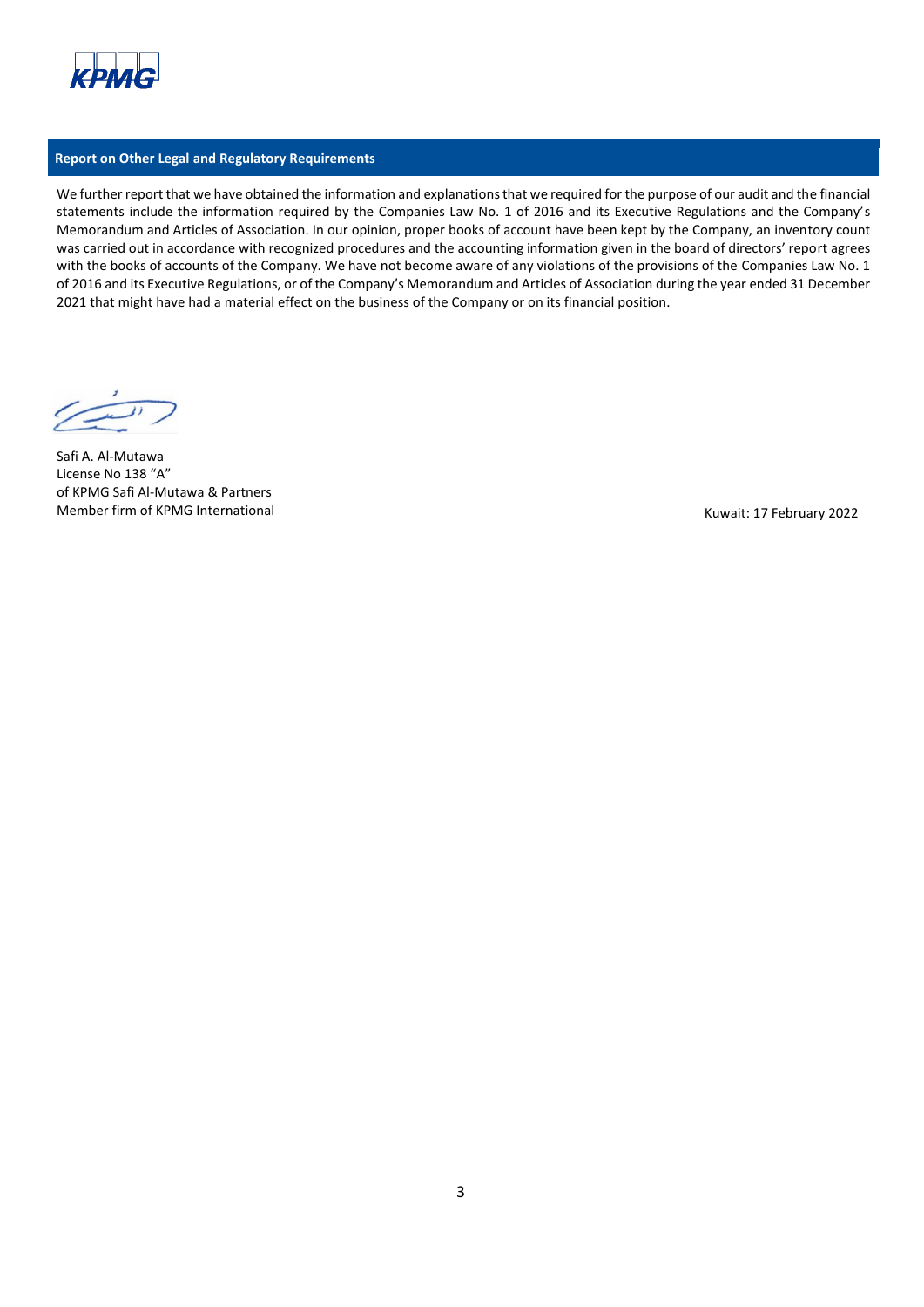## Report on Other Legal and Regulatory Requirements

We further report that we have obtained the information and explanations that we required for the purpose of our audit and the financial statements include the information required by the Companies Law No. 1 of 2016 and its Executive Regulations and the Company's Memorandum and Articles of Association. In our opinion, proper books of account have been kept by the Company, an inventory count was carried out in accordance with recognized procedures and the accounting information given in the board of directors' report agrees with the books of accounts of the Company. We have not become aware of any violations of the provisions of the Companies Law No. 1 of 2016 and its Executive Regulations, or of the Company's Memorandum and Articles of Association during the year ended 31 December 2021 that might have had a material effect on the business of the Company or on its financial position.

Safi A. Al-Mutawa
License No 138 "A"
of KPMG Safi Al-Mutawa & Partners
Member firm of KPMG International

Kuwait: 17 February 2022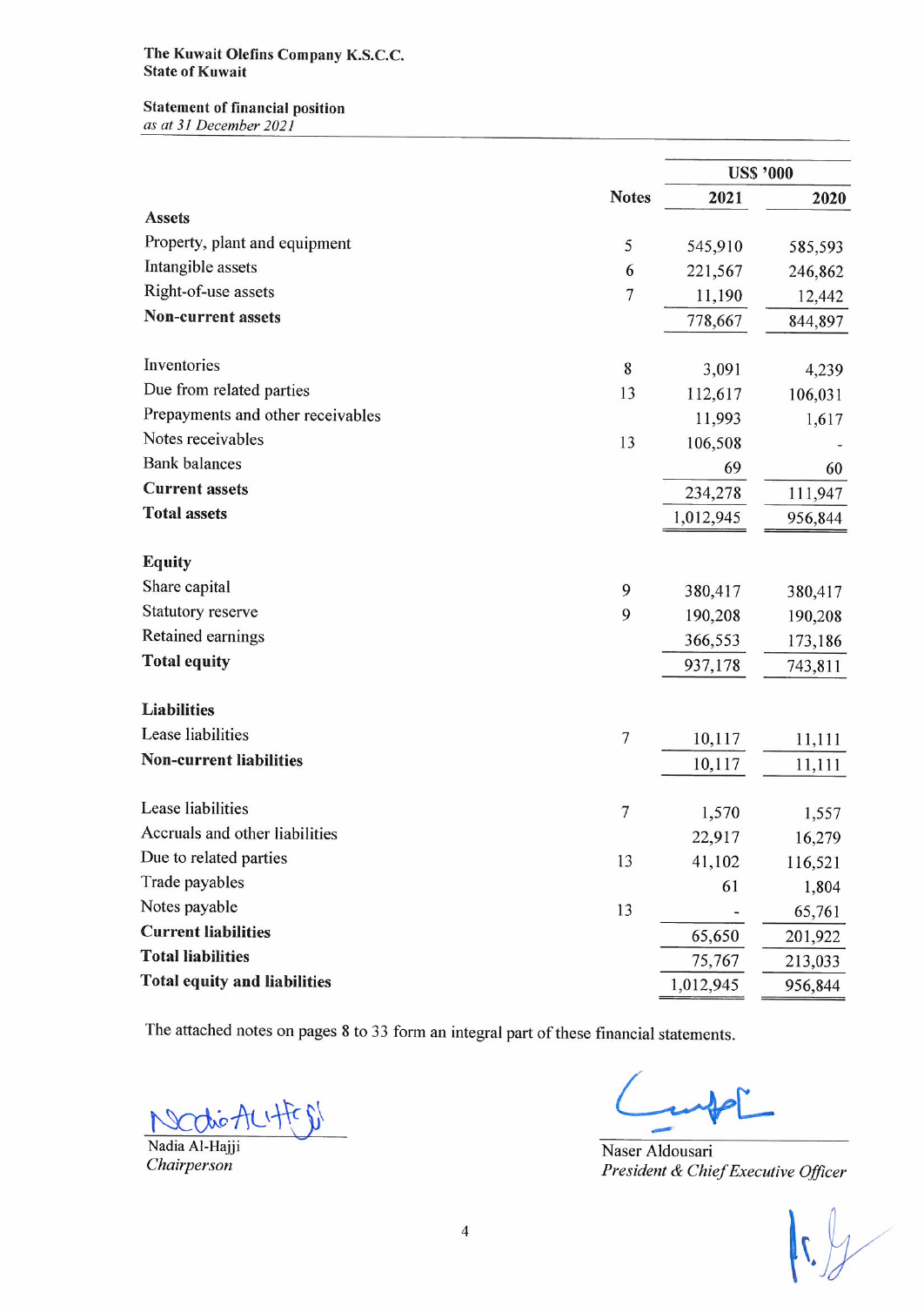**The Kuwait Olefins Company K.S.C.C.**
**State of Kuwait**

**Statement of financial position**
*as at 31 December 2021*

| | Notes | US$ '000 2021 | US$ '000 2020 |
|---|---|---|---|
| **Assets** | | | |
| Property, plant and equipment | 5 | 545,910 | 585,593 |
| Intangible assets | 6 | 221,567 | 246,862 |
| Right-of-use assets | 7 | 11,190 | 12,442 |
| **Non-current assets** | | 778,667 | 844,897 |
| | | | |
| Inventories | 8 | 3,091 | 4,239 |
| Due from related parties | 13 | 112,617 | 106,031 |
| Prepayments and other receivables | | 11,993 | 1,617 |
| Notes receivables | 13 | 106,508 | - |
| Bank balances | | 69 | 60 |
| **Current assets** | | 234,278 | 111,947 |
| **Total assets** | | 1,012,945 | 956,844 |
| | | | |
| **Equity** | | | |
| Share capital | 9 | 380,417 | 380,417 |
| Statutory reserve | 9 | 190,208 | 190,208 |
| Retained earnings | | 366,553 | 173,186 |
| **Total equity** | | 937,178 | 743,811 |
| | | | |
| **Liabilities** | | | |
| Lease liabilities | 7 | 10,117 | 11,111 |
| **Non-current liabilities** | | 10,117 | 11,111 |
| | | | |
| Lease liabilities | 7 | 1,570 | 1,557 |
| Accruals and other liabilities | | 22,917 | 16,279 |
| Due to related parties | 13 | 41,102 | 116,521 |
| Trade payables | | 61 | 1,804 |
| Notes payable | 13 | - | 65,761 |
| **Current liabilities** | | 65,650 | 201,922 |
| **Total liabilities** | | 75,767 | 213,033 |
| **Total equity and liabilities** | | 1,012,945 | 956,844 |

The attached notes on pages 8 to 33 form an integral part of these financial statements.

Nadia Al-Hajji
*Chairperson*

Naser Aldousari
*President & Chief Executive Officer*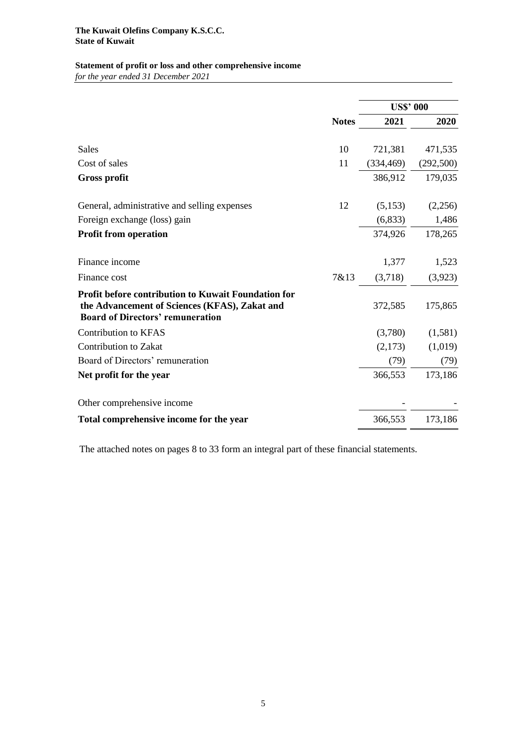**The Kuwait Olefins Company K.S.C.C.**
**State of Kuwait**

**Statement of profit or loss and other comprehensive income**
*for the year ended 31 December 2021*

| | | US$' 000 | |
|---|---|---|---|
| | **Notes** | **2021** | **2020** |
| Sales | 10 | 721,381 | 471,535 |
| Cost of sales | 11 | (334,469) | (292,500) |
| **Gross profit** | | 386,912 | 179,035 |
| General, administrative and selling expenses | 12 | (5,153) | (2,256) |
| Foreign exchange (loss) gain | | (6,833) | 1,486 |
| **Profit from operation** | | 374,926 | 178,265 |
| Finance income | | 1,377 | 1,523 |
| Finance cost | 7&13 | (3,718) | (3,923) |
| **Profit before contribution to Kuwait Foundation for the Advancement of Sciences (KFAS), Zakat and Board of Directors' remuneration** | | 372,585 | 175,865 |
| Contribution to KFAS | | (3,780) | (1,581) |
| Contribution to Zakat | | (2,173) | (1,019) |
| Board of Directors' remuneration | | (79) | (79) |
| **Net profit for the year** | | 366,553 | 173,186 |
| Other comprehensive income | | - | - |
| **Total comprehensive income for the year** | | 366,553 | 173,186 |

The attached notes on pages 8 to 33 form an integral part of these financial statements.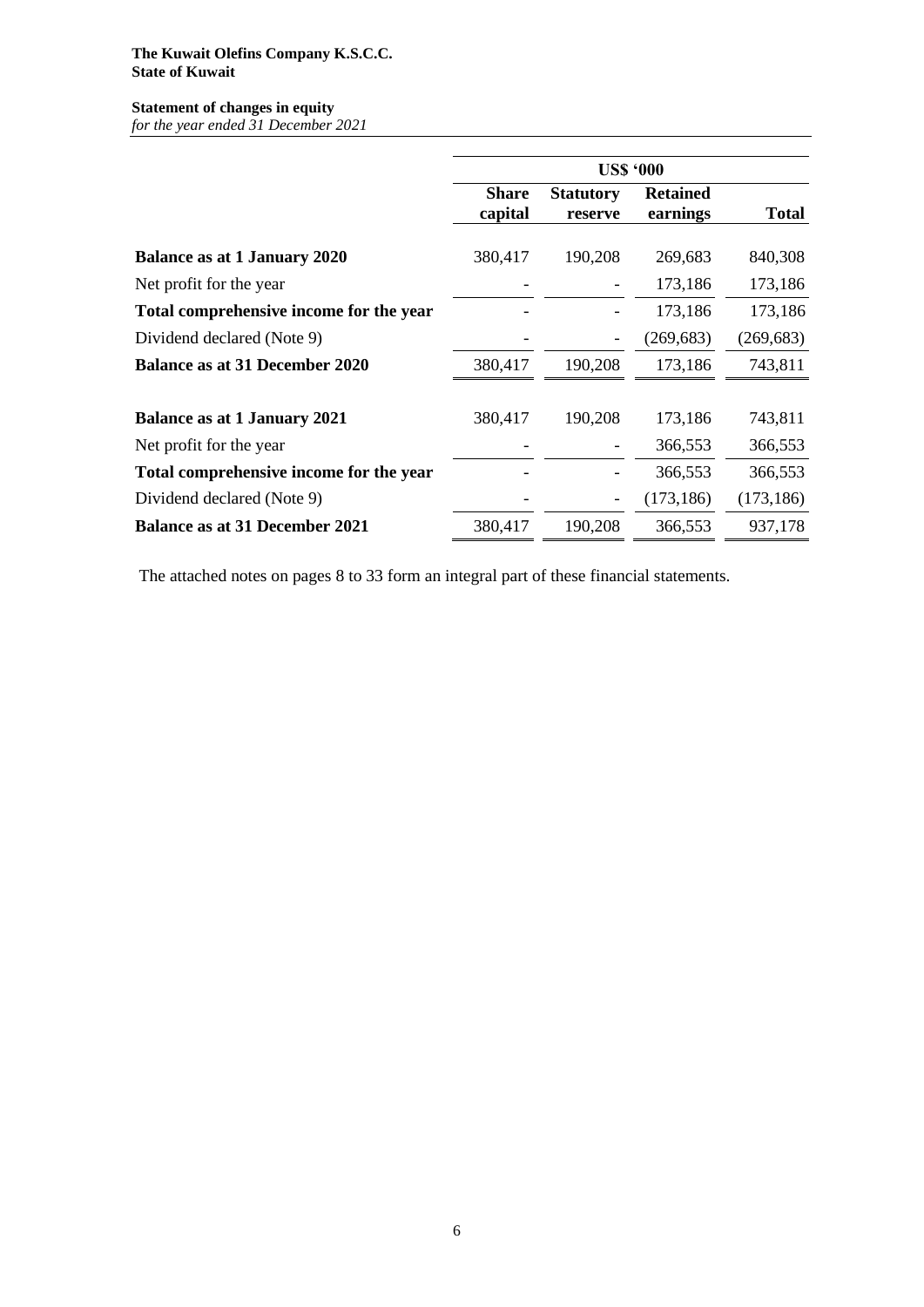**The Kuwait Olefins Company K.S.C.C.**
**State of Kuwait**

**Statement of changes in equity**
*for the year ended 31 December 2021*

| | US$ '000 | | | |
|---|---|---|---|---|
| | **Share capital** | **Statutory reserve** | **Retained earnings** | **Total** |
| **Balance as at 1 January 2020** | 380,417 | 190,208 | 269,683 | 840,308 |
| Net profit for the year | - | - | 173,186 | 173,186 |
| **Total comprehensive income for the year** | - | - | 173,186 | 173,186 |
| Dividend declared (Note 9) | - | - | (269,683) | (269,683) |
| **Balance as at 31 December 2020** | 380,417 | 190,208 | 173,186 | 743,811 |
| | | | | |
| **Balance as at 1 January 2021** | 380,417 | 190,208 | 173,186 | 743,811 |
| Net profit for the year | - | - | 366,553 | 366,553 |
| **Total comprehensive income for the year** | - | - | 366,553 | 366,553 |
| Dividend declared (Note 9) | - | - | (173,186) | (173,186) |
| **Balance as at 31 December 2021** | 380,417 | 190,208 | 366,553 | 937,178 |

The attached notes on pages 8 to 33 form an integral part of these financial statements.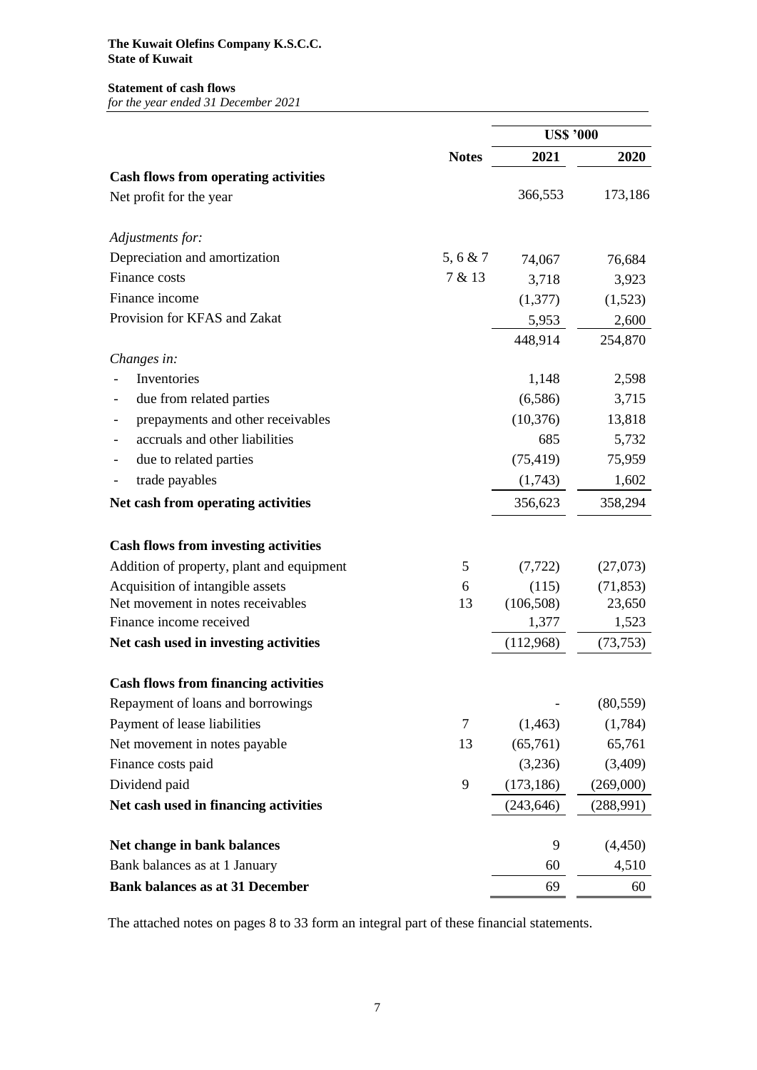**The Kuwait Olefins Company K.S.C.C.**
**State of Kuwait**

**Statement of cash flows**
*for the year ended 31 December 2021*

| | Notes | US$ '000 | |
|---|---|---|---|
| | | **2021** | **2020** |
| **Cash flows from operating activities** | | | |
| Net profit for the year | | 366,553 | 173,186 |
| *Adjustments for:* | | | |
| Depreciation and amortization | 5, 6 & 7 | 74,067 | 76,684 |
| Finance costs | 7 & 13 | 3,718 | 3,923 |
| Finance income | | (1,377) | (1,523) |
| Provision for KFAS and Zakat | | 5,953 | 2,600 |
| | | 448,914 | 254,870 |
| *Changes in:* | | | |
| - Inventories | | 1,148 | 2,598 |
| - due from related parties | | (6,586) | 3,715 |
| - prepayments and other receivables | | (10,376) | 13,818 |
| - accruals and other liabilities | | 685 | 5,732 |
| - due to related parties | | (75,419) | 75,959 |
| - trade payables | | (1,743) | 1,602 |
| **Net cash from operating activities** | | 356,623 | 358,294 |
| **Cash flows from investing activities** | | | |
| Addition of property, plant and equipment | 5 | (7,722) | (27,073) |
| Acquisition of intangible assets | 6 | (115) | (71,853) |
| Net movement in notes receivables | 13 | (106,508) | 23,650 |
| Finance income received | | 1,377 | 1,523 |
| **Net cash used in investing activities** | | (112,968) | (73,753) |
| **Cash flows from financing activities** | | | |
| Repayment of loans and borrowings | | - | (80,559) |
| Payment of lease liabilities | 7 | (1,463) | (1,784) |
| Net movement in notes payable | 13 | (65,761) | 65,761 |
| Finance costs paid | | (3,236) | (3,409) |
| Dividend paid | 9 | (173,186) | (269,000) |
| **Net cash used in financing activities** | | (243,646) | (288,991) |
| **Net change in bank balances** | | 9 | (4,450) |
| Bank balances as at 1 January | | 60 | 4,510 |
| **Bank balances as at 31 December** | | 69 | 60 |

The attached notes on pages 8 to 33 form an integral part of these financial statements.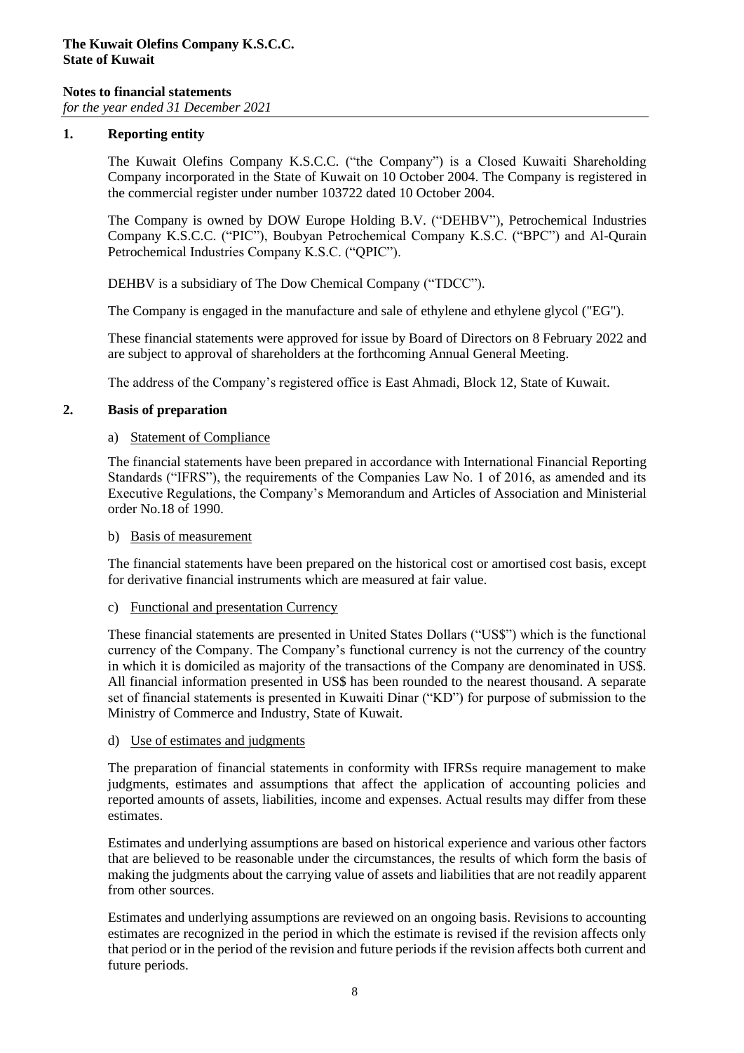**The Kuwait Olefins Company K.S.C.C.**
**State of Kuwait**

**Notes to financial statements**
*for the year ended 31 December 2021*

## 1. Reporting entity

The Kuwait Olefins Company K.S.C.C. ("the Company") is a Closed Kuwaiti Shareholding Company incorporated in the State of Kuwait on 10 October 2004. The Company is registered in the commercial register under number 103722 dated 10 October 2004.

The Company is owned by DOW Europe Holding B.V. ("DEHBV"), Petrochemical Industries Company K.S.C.C. ("PIC"), Boubyan Petrochemical Company K.S.C. ("BPC") and Al-Qurain Petrochemical Industries Company K.S.C. ("QPIC").

DEHBV is a subsidiary of The Dow Chemical Company ("TDCC").

The Company is engaged in the manufacture and sale of ethylene and ethylene glycol ("EG").

These financial statements were approved for issue by Board of Directors on 8 February 2022 and are subject to approval of shareholders at the forthcoming Annual General Meeting.

The address of the Company's registered office is East Ahmadi, Block 12, State of Kuwait.

## 2. Basis of preparation

a) Statement of Compliance

The financial statements have been prepared in accordance with International Financial Reporting Standards ("IFRS"), the requirements of the Companies Law No. 1 of 2016, as amended and its Executive Regulations, the Company's Memorandum and Articles of Association and Ministerial order No.18 of 1990.

b) Basis of measurement

The financial statements have been prepared on the historical cost or amortised cost basis, except for derivative financial instruments which are measured at fair value.

c) Functional and presentation Currency

These financial statements are presented in United States Dollars ("US$") which is the functional currency of the Company. The Company's functional currency is not the currency of the country in which it is domiciled as majority of the transactions of the Company are denominated in US$. All financial information presented in US$ has been rounded to the nearest thousand. A separate set of financial statements is presented in Kuwaiti Dinar ("KD") for purpose of submission to the Ministry of Commerce and Industry, State of Kuwait.

d) Use of estimates and judgments

The preparation of financial statements in conformity with IFRSs require management to make judgments, estimates and assumptions that affect the application of accounting policies and reported amounts of assets, liabilities, income and expenses. Actual results may differ from these estimates.

Estimates and underlying assumptions are based on historical experience and various other factors that are believed to be reasonable under the circumstances, the results of which form the basis of making the judgments about the carrying value of assets and liabilities that are not readily apparent from other sources.

Estimates and underlying assumptions are reviewed on an ongoing basis. Revisions to accounting estimates are recognized in the period in which the estimate is revised if the revision affects only that period or in the period of the revision and future periods if the revision affects both current and future periods.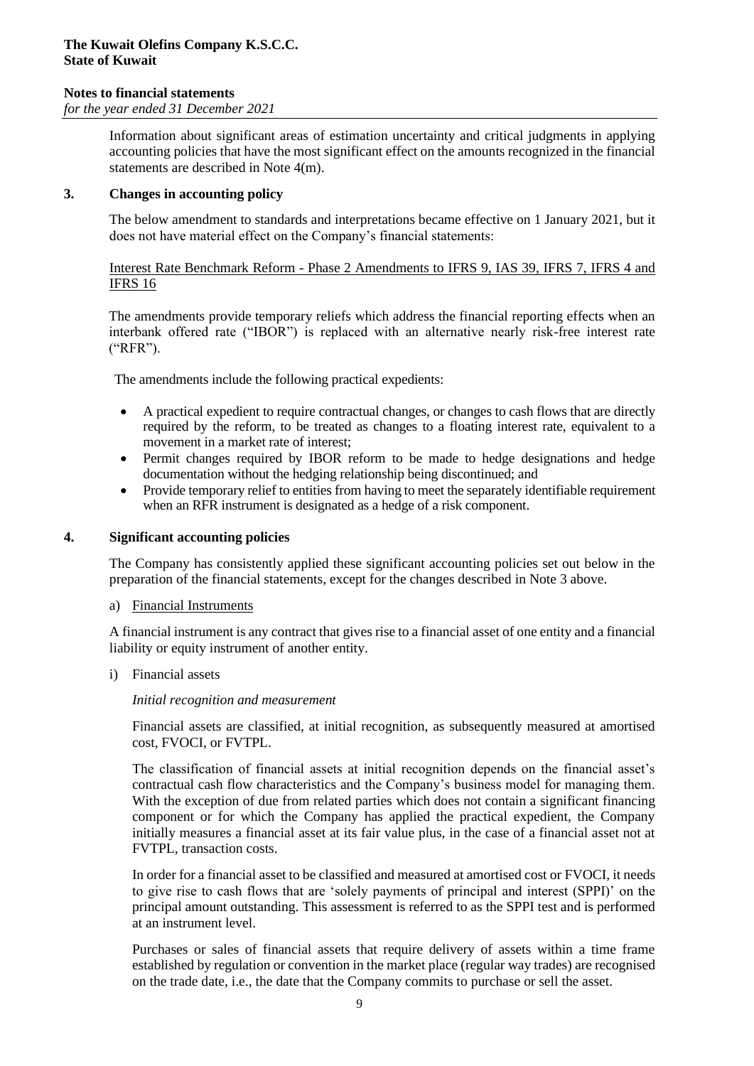Information about significant areas of estimation uncertainty and critical judgments in applying accounting policies that have the most significant effect on the amounts recognized in the financial statements are described in Note 4(m).

## 3. Changes in accounting policy

The below amendment to standards and interpretations became effective on 1 January 2021, but it does not have material effect on the Company's financial statements:

Interest Rate Benchmark Reform - Phase 2 Amendments to IFRS 9, IAS 39, IFRS 7, IFRS 4 and IFRS 16

The amendments provide temporary reliefs which address the financial reporting effects when an interbank offered rate ("IBOR") is replaced with an alternative nearly risk-free interest rate ("RFR").

The amendments include the following practical expedients:

- A practical expedient to require contractual changes, or changes to cash flows that are directly required by the reform, to be treated as changes to a floating interest rate, equivalent to a movement in a market rate of interest;
- Permit changes required by IBOR reform to be made to hedge designations and hedge documentation without the hedging relationship being discontinued; and
- Provide temporary relief to entities from having to meet the separately identifiable requirement when an RFR instrument is designated as a hedge of a risk component.

## 4. Significant accounting policies

The Company has consistently applied these significant accounting policies set out below in the preparation of the financial statements, except for the changes described in Note 3 above.

a) Financial Instruments

A financial instrument is any contract that gives rise to a financial asset of one entity and a financial liability or equity instrument of another entity.

i) Financial assets

*Initial recognition and measurement*

Financial assets are classified, at initial recognition, as subsequently measured at amortised cost, FVOCI, or FVTPL.

The classification of financial assets at initial recognition depends on the financial asset's contractual cash flow characteristics and the Company's business model for managing them. With the exception of due from related parties which does not contain a significant financing component or for which the Company has applied the practical expedient, the Company initially measures a financial asset at its fair value plus, in the case of a financial asset not at FVTPL, transaction costs.

In order for a financial asset to be classified and measured at amortised cost or FVOCI, it needs to give rise to cash flows that are 'solely payments of principal and interest (SPPI)' on the principal amount outstanding. This assessment is referred to as the SPPI test and is performed at an instrument level.

Purchases or sales of financial assets that require delivery of assets within a time frame established by regulation or convention in the market place (regular way trades) are recognised on the trade date, i.e., the date that the Company commits to purchase or sell the asset.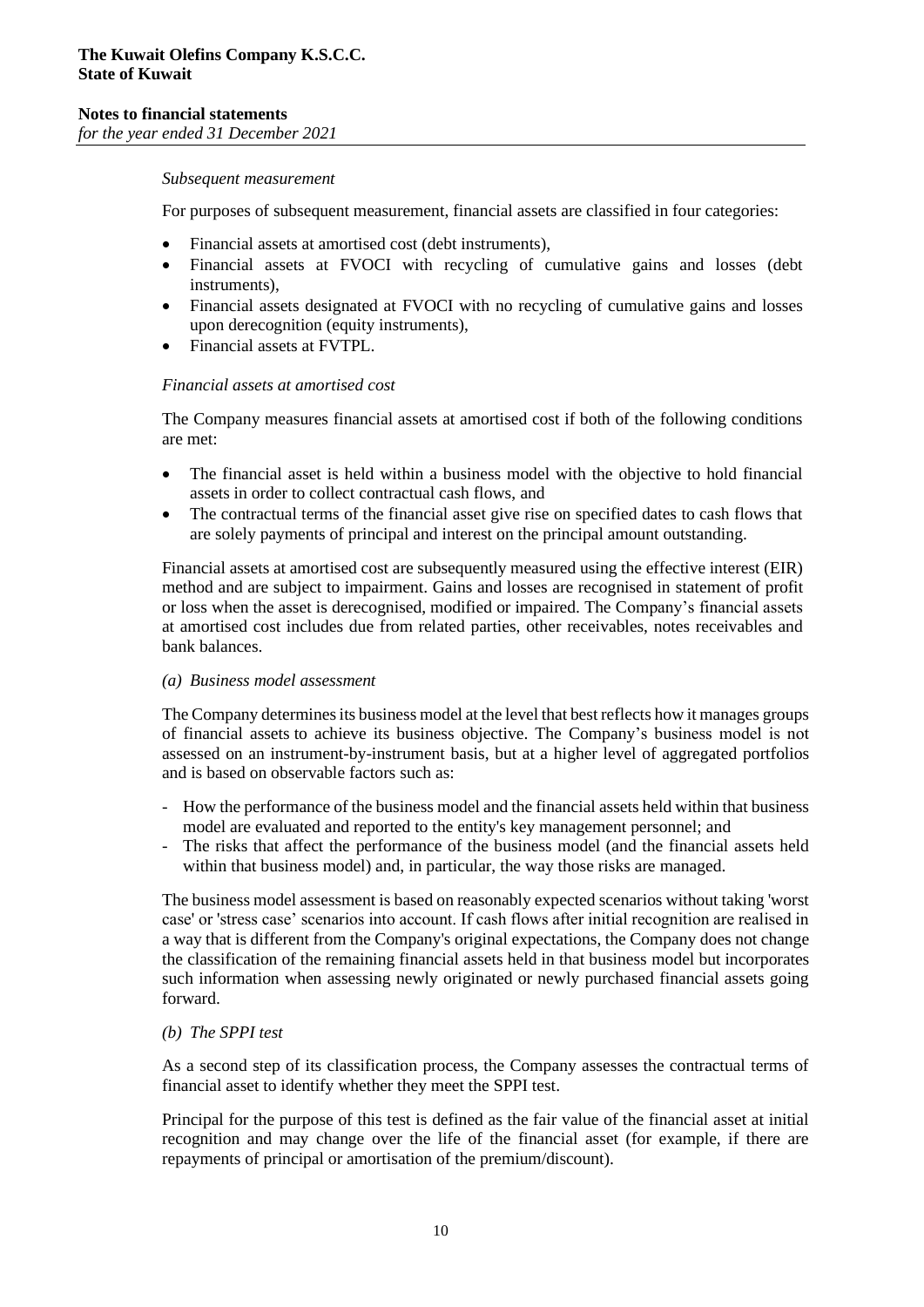*Subsequent measurement*

For purposes of subsequent measurement, financial assets are classified in four categories:

- Financial assets at amortised cost (debt instruments),
- Financial assets at FVOCI with recycling of cumulative gains and losses (debt instruments),
- Financial assets designated at FVOCI with no recycling of cumulative gains and losses upon derecognition (equity instruments),
- Financial assets at FVTPL.

*Financial assets at amortised cost*

The Company measures financial assets at amortised cost if both of the following conditions are met:

- The financial asset is held within a business model with the objective to hold financial assets in order to collect contractual cash flows, and
- The contractual terms of the financial asset give rise on specified dates to cash flows that are solely payments of principal and interest on the principal amount outstanding.

Financial assets at amortised cost are subsequently measured using the effective interest (EIR) method and are subject to impairment. Gains and losses are recognised in statement of profit or loss when the asset is derecognised, modified or impaired. The Company's financial assets at amortised cost includes due from related parties, other receivables, notes receivables and bank balances.

*(a) Business model assessment*

The Company determines its business model at the level that best reflects how it manages groups of financial assets to achieve its business objective. The Company's business model is not assessed on an instrument-by-instrument basis, but at a higher level of aggregated portfolios and is based on observable factors such as:

- How the performance of the business model and the financial assets held within that business model are evaluated and reported to the entity's key management personnel; and
- The risks that affect the performance of the business model (and the financial assets held within that business model) and, in particular, the way those risks are managed.

The business model assessment is based on reasonably expected scenarios without taking 'worst case' or 'stress case' scenarios into account. If cash flows after initial recognition are realised in a way that is different from the Company's original expectations, the Company does not change the classification of the remaining financial assets held in that business model but incorporates such information when assessing newly originated or newly purchased financial assets going forward.

*(b) The SPPI test*

As a second step of its classification process, the Company assesses the contractual terms of financial asset to identify whether they meet the SPPI test.

Principal for the purpose of this test is defined as the fair value of the financial asset at initial recognition and may change over the life of the financial asset (for example, if there are repayments of principal or amortisation of the premium/discount).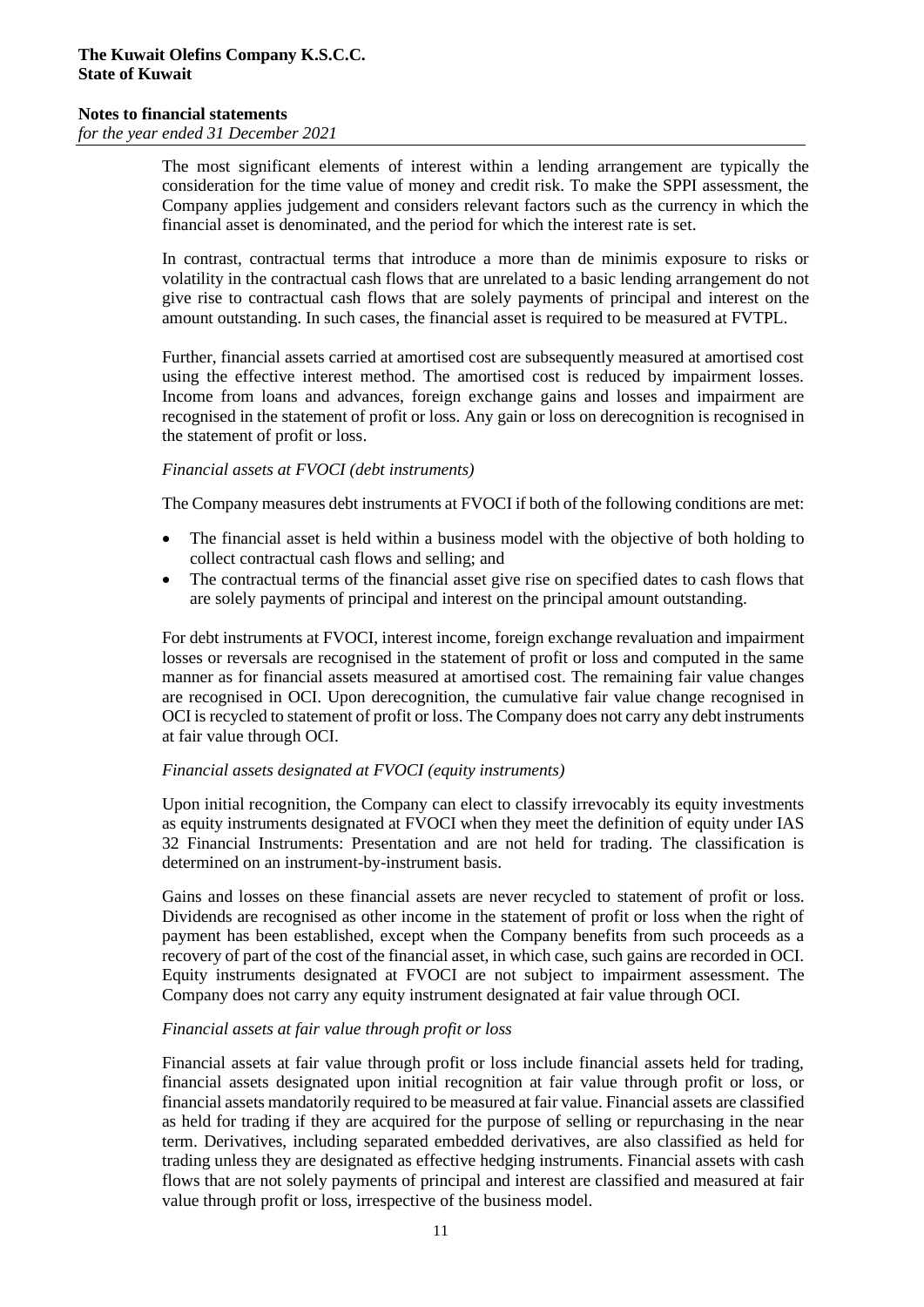The most significant elements of interest within a lending arrangement are typically the consideration for the time value of money and credit risk. To make the SPPI assessment, the Company applies judgement and considers relevant factors such as the currency in which the financial asset is denominated, and the period for which the interest rate is set.

In contrast, contractual terms that introduce a more than de minimis exposure to risks or volatility in the contractual cash flows that are unrelated to a basic lending arrangement do not give rise to contractual cash flows that are solely payments of principal and interest on the amount outstanding. In such cases, the financial asset is required to be measured at FVTPL.

Further, financial assets carried at amortised cost are subsequently measured at amortised cost using the effective interest method. The amortised cost is reduced by impairment losses. Income from loans and advances, foreign exchange gains and losses and impairment are recognised in the statement of profit or loss. Any gain or loss on derecognition is recognised in the statement of profit or loss.

*Financial assets at FVOCI (debt instruments)*

The Company measures debt instruments at FVOCI if both of the following conditions are met:

- The financial asset is held within a business model with the objective of both holding to collect contractual cash flows and selling; and
- The contractual terms of the financial asset give rise on specified dates to cash flows that are solely payments of principal and interest on the principal amount outstanding.

For debt instruments at FVOCI, interest income, foreign exchange revaluation and impairment losses or reversals are recognised in the statement of profit or loss and computed in the same manner as for financial assets measured at amortised cost. The remaining fair value changes are recognised in OCI. Upon derecognition, the cumulative fair value change recognised in OCI is recycled to statement of profit or loss. The Company does not carry any debt instruments at fair value through OCI.

*Financial assets designated at FVOCI (equity instruments)*

Upon initial recognition, the Company can elect to classify irrevocably its equity investments as equity instruments designated at FVOCI when they meet the definition of equity under IAS 32 Financial Instruments: Presentation and are not held for trading. The classification is determined on an instrument-by-instrument basis.

Gains and losses on these financial assets are never recycled to statement of profit or loss. Dividends are recognised as other income in the statement of profit or loss when the right of payment has been established, except when the Company benefits from such proceeds as a recovery of part of the cost of the financial asset, in which case, such gains are recorded in OCI. Equity instruments designated at FVOCI are not subject to impairment assessment. The Company does not carry any equity instrument designated at fair value through OCI.

*Financial assets at fair value through profit or loss*

Financial assets at fair value through profit or loss include financial assets held for trading, financial assets designated upon initial recognition at fair value through profit or loss, or financial assets mandatorily required to be measured at fair value. Financial assets are classified as held for trading if they are acquired for the purpose of selling or repurchasing in the near term. Derivatives, including separated embedded derivatives, are also classified as held for trading unless they are designated as effective hedging instruments. Financial assets with cash flows that are not solely payments of principal and interest are classified and measured at fair value through profit or loss, irrespective of the business model.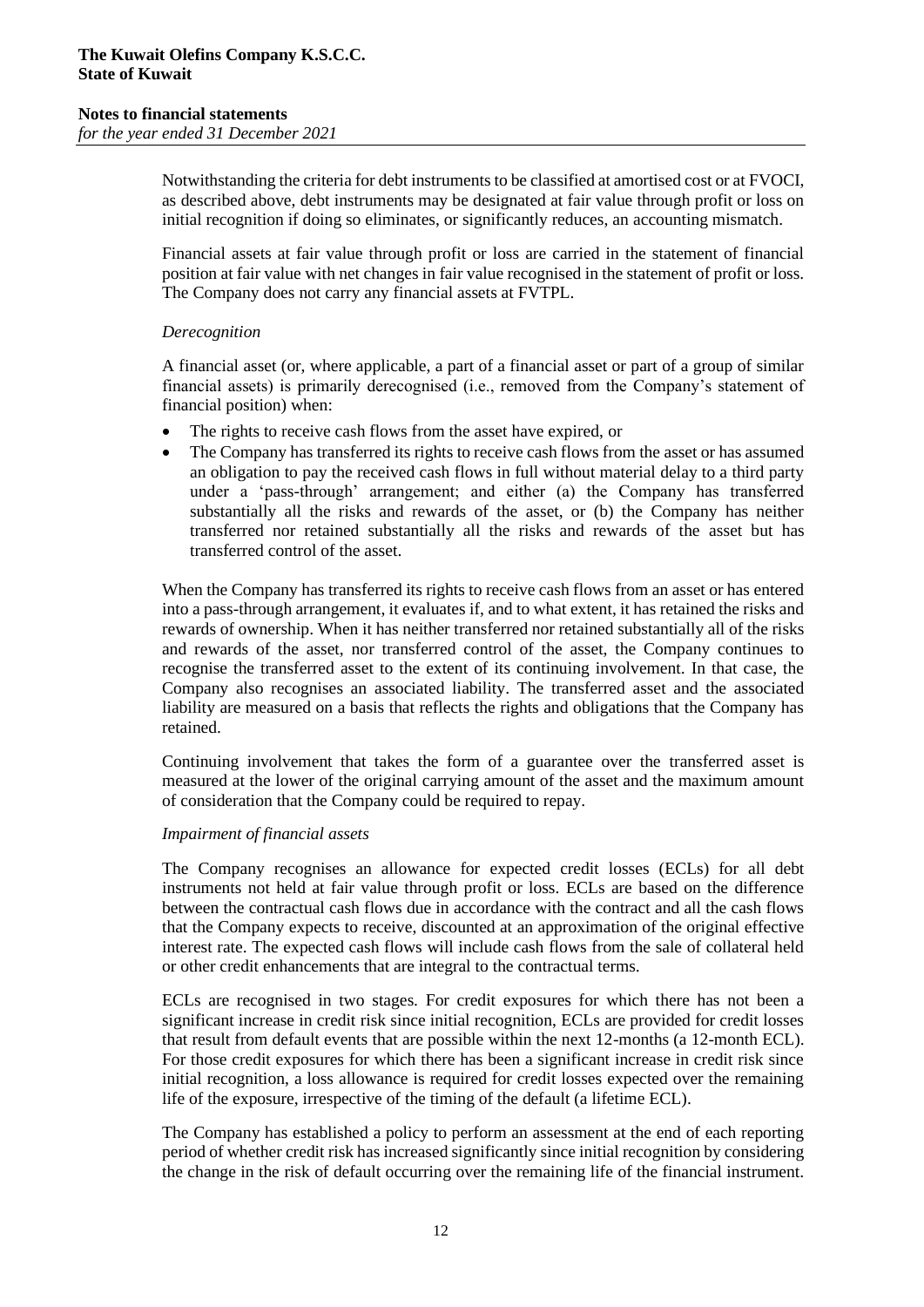Notwithstanding the criteria for debt instruments to be classified at amortised cost or at FVOCI, as described above, debt instruments may be designated at fair value through profit or loss on initial recognition if doing so eliminates, or significantly reduces, an accounting mismatch.

Financial assets at fair value through profit or loss are carried in the statement of financial position at fair value with net changes in fair value recognised in the statement of profit or loss. The Company does not carry any financial assets at FVTPL.

*Derecognition*

A financial asset (or, where applicable, a part of a financial asset or part of a group of similar financial assets) is primarily derecognised (i.e., removed from the Company's statement of financial position) when:

- The rights to receive cash flows from the asset have expired, or
- The Company has transferred its rights to receive cash flows from the asset or has assumed an obligation to pay the received cash flows in full without material delay to a third party under a 'pass-through' arrangement; and either (a) the Company has transferred substantially all the risks and rewards of the asset, or (b) the Company has neither transferred nor retained substantially all the risks and rewards of the asset but has transferred control of the asset.

When the Company has transferred its rights to receive cash flows from an asset or has entered into a pass-through arrangement, it evaluates if, and to what extent, it has retained the risks and rewards of ownership. When it has neither transferred nor retained substantially all of the risks and rewards of the asset, nor transferred control of the asset, the Company continues to recognise the transferred asset to the extent of its continuing involvement. In that case, the Company also recognises an associated liability. The transferred asset and the associated liability are measured on a basis that reflects the rights and obligations that the Company has retained.

Continuing involvement that takes the form of a guarantee over the transferred asset is measured at the lower of the original carrying amount of the asset and the maximum amount of consideration that the Company could be required to repay.

*Impairment of financial assets*

The Company recognises an allowance for expected credit losses (ECLs) for all debt instruments not held at fair value through profit or loss. ECLs are based on the difference between the contractual cash flows due in accordance with the contract and all the cash flows that the Company expects to receive, discounted at an approximation of the original effective interest rate. The expected cash flows will include cash flows from the sale of collateral held or other credit enhancements that are integral to the contractual terms.

ECLs are recognised in two stages. For credit exposures for which there has not been a significant increase in credit risk since initial recognition, ECLs are provided for credit losses that result from default events that are possible within the next 12-months (a 12-month ECL). For those credit exposures for which there has been a significant increase in credit risk since initial recognition, a loss allowance is required for credit losses expected over the remaining life of the exposure, irrespective of the timing of the default (a lifetime ECL).

The Company has established a policy to perform an assessment at the end of each reporting period of whether credit risk has increased significantly since initial recognition by considering the change in the risk of default occurring over the remaining life of the financial instrument.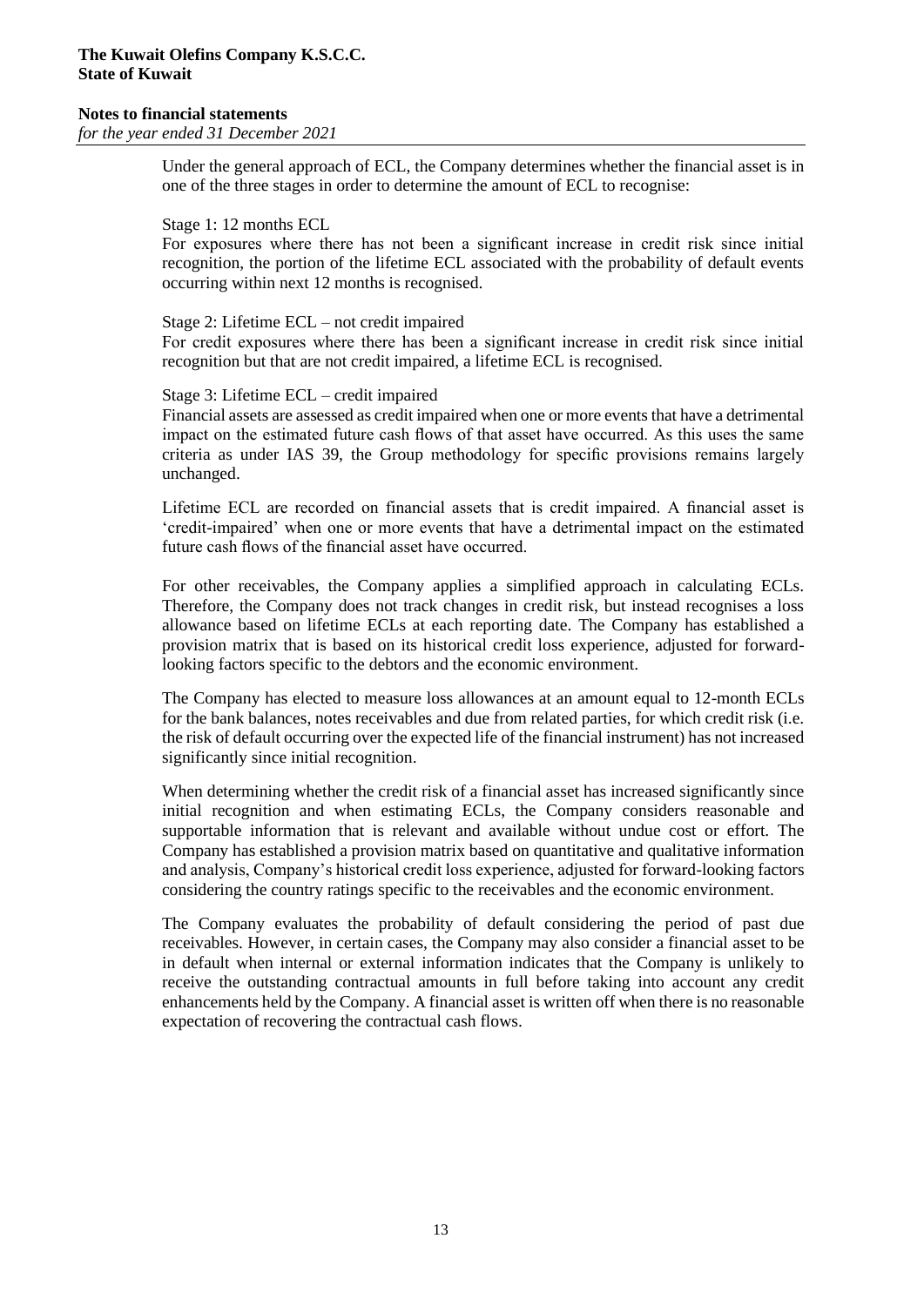Under the general approach of ECL, the Company determines whether the financial asset is in one of the three stages in order to determine the amount of ECL to recognise:

Stage 1: 12 months ECL
For exposures where there has not been a significant increase in credit risk since initial recognition, the portion of the lifetime ECL associated with the probability of default events occurring within next 12 months is recognised.

Stage 2: Lifetime ECL – not credit impaired
For credit exposures where there has been a significant increase in credit risk since initial recognition but that are not credit impaired, a lifetime ECL is recognised.

Stage 3: Lifetime ECL – credit impaired
Financial assets are assessed as credit impaired when one or more events that have a detrimental impact on the estimated future cash flows of that asset have occurred. As this uses the same criteria as under IAS 39, the Group methodology for specific provisions remains largely unchanged.

Lifetime ECL are recorded on financial assets that is credit impaired. A financial asset is 'credit-impaired' when one or more events that have a detrimental impact on the estimated future cash flows of the financial asset have occurred.

For other receivables, the Company applies a simplified approach in calculating ECLs. Therefore, the Company does not track changes in credit risk, but instead recognises a loss allowance based on lifetime ECLs at each reporting date. The Company has established a provision matrix that is based on its historical credit loss experience, adjusted for forward-looking factors specific to the debtors and the economic environment.

The Company has elected to measure loss allowances at an amount equal to 12-month ECLs for the bank balances, notes receivables and due from related parties, for which credit risk (i.e. the risk of default occurring over the expected life of the financial instrument) has not increased significantly since initial recognition.

When determining whether the credit risk of a financial asset has increased significantly since initial recognition and when estimating ECLs, the Company considers reasonable and supportable information that is relevant and available without undue cost or effort. The Company has established a provision matrix based on quantitative and qualitative information and analysis, Company's historical credit loss experience, adjusted for forward-looking factors considering the country ratings specific to the receivables and the economic environment.

The Company evaluates the probability of default considering the period of past due receivables. However, in certain cases, the Company may also consider a financial asset to be in default when internal or external information indicates that the Company is unlikely to receive the outstanding contractual amounts in full before taking into account any credit enhancements held by the Company. A financial asset is written off when there is no reasonable expectation of recovering the contractual cash flows.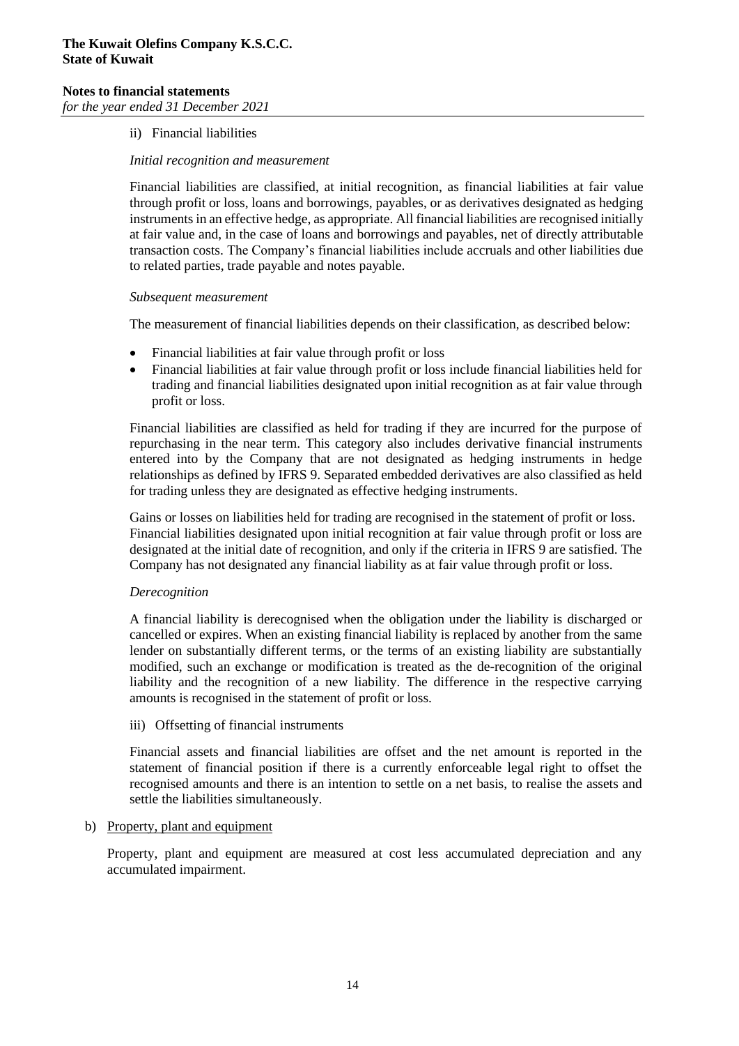ii) Financial liabilities

*Initial recognition and measurement*

Financial liabilities are classified, at initial recognition, as financial liabilities at fair value through profit or loss, loans and borrowings, payables, or as derivatives designated as hedging instruments in an effective hedge, as appropriate. All financial liabilities are recognised initially at fair value and, in the case of loans and borrowings and payables, net of directly attributable transaction costs. The Company's financial liabilities include accruals and other liabilities due to related parties, trade payable and notes payable.

*Subsequent measurement*

The measurement of financial liabilities depends on their classification, as described below:

- Financial liabilities at fair value through profit or loss
- Financial liabilities at fair value through profit or loss include financial liabilities held for trading and financial liabilities designated upon initial recognition as at fair value through profit or loss.

Financial liabilities are classified as held for trading if they are incurred for the purpose of repurchasing in the near term. This category also includes derivative financial instruments entered into by the Company that are not designated as hedging instruments in hedge relationships as defined by IFRS 9. Separated embedded derivatives are also classified as held for trading unless they are designated as effective hedging instruments.

Gains or losses on liabilities held for trading are recognised in the statement of profit or loss. Financial liabilities designated upon initial recognition at fair value through profit or loss are designated at the initial date of recognition, and only if the criteria in IFRS 9 are satisfied. The Company has not designated any financial liability as at fair value through profit or loss.

*Derecognition*

A financial liability is derecognised when the obligation under the liability is discharged or cancelled or expires. When an existing financial liability is replaced by another from the same lender on substantially different terms, or the terms of an existing liability are substantially modified, such an exchange or modification is treated as the de-recognition of the original liability and the recognition of a new liability. The difference in the respective carrying amounts is recognised in the statement of profit or loss.

iii) Offsetting of financial instruments

Financial assets and financial liabilities are offset and the net amount is reported in the statement of financial position if there is a currently enforceable legal right to offset the recognised amounts and there is an intention to settle on a net basis, to realise the assets and settle the liabilities simultaneously.

b) Property, plant and equipment

Property, plant and equipment are measured at cost less accumulated depreciation and any accumulated impairment.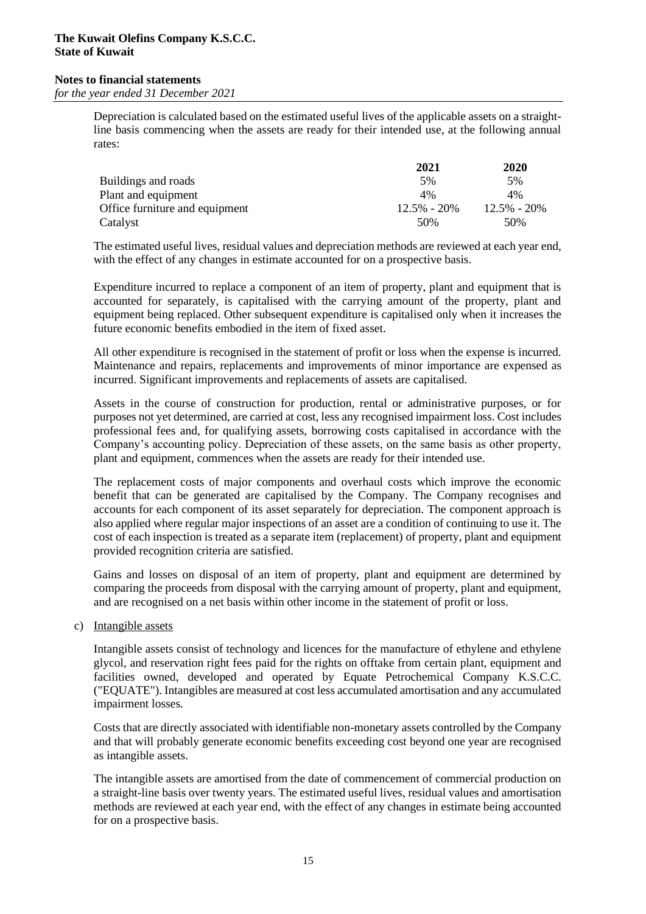Depreciation is calculated based on the estimated useful lives of the applicable assets on a straight-line basis commencing when the assets are ready for their intended use, at the following annual rates:

| | 2021 | 2020 |
|---|---|---|
| Buildings and roads | 5% | 5% |
| Plant and equipment | 4% | 4% |
| Office furniture and equipment | 12.5% - 20% | 12.5% - 20% |
| Catalyst | 50% | 50% |

The estimated useful lives, residual values and depreciation methods are reviewed at each year end, with the effect of any changes in estimate accounted for on a prospective basis.

Expenditure incurred to replace a component of an item of property, plant and equipment that is accounted for separately, is capitalised with the carrying amount of the property, plant and equipment being replaced. Other subsequent expenditure is capitalised only when it increases the future economic benefits embodied in the item of fixed asset.

All other expenditure is recognised in the statement of profit or loss when the expense is incurred. Maintenance and repairs, replacements and improvements of minor importance are expensed as incurred. Significant improvements and replacements of assets are capitalised.

Assets in the course of construction for production, rental or administrative purposes, or for purposes not yet determined, are carried at cost, less any recognised impairment loss. Cost includes professional fees and, for qualifying assets, borrowing costs capitalised in accordance with the Company's accounting policy. Depreciation of these assets, on the same basis as other property, plant and equipment, commences when the assets are ready for their intended use.

The replacement costs of major components and overhaul costs which improve the economic benefit that can be generated are capitalised by the Company. The Company recognises and accounts for each component of its asset separately for depreciation. The component approach is also applied where regular major inspections of an asset are a condition of continuing to use it. The cost of each inspection is treated as a separate item (replacement) of property, plant and equipment provided recognition criteria are satisfied.

Gains and losses on disposal of an item of property, plant and equipment are determined by comparing the proceeds from disposal with the carrying amount of property, plant and equipment, and are recognised on a net basis within other income in the statement of profit or loss.

c) Intangible assets

Intangible assets consist of technology and licences for the manufacture of ethylene and ethylene glycol, and reservation right fees paid for the rights on offtake from certain plant, equipment and facilities owned, developed and operated by Equate Petrochemical Company K.S.C.C. ("EQUATE"). Intangibles are measured at cost less accumulated amortisation and any accumulated impairment losses.

Costs that are directly associated with identifiable non-monetary assets controlled by the Company and that will probably generate economic benefits exceeding cost beyond one year are recognised as intangible assets.

The intangible assets are amortised from the date of commencement of commercial production on a straight-line basis over twenty years. The estimated useful lives, residual values and amortisation methods are reviewed at each year end, with the effect of any changes in estimate being accounted for on a prospective basis.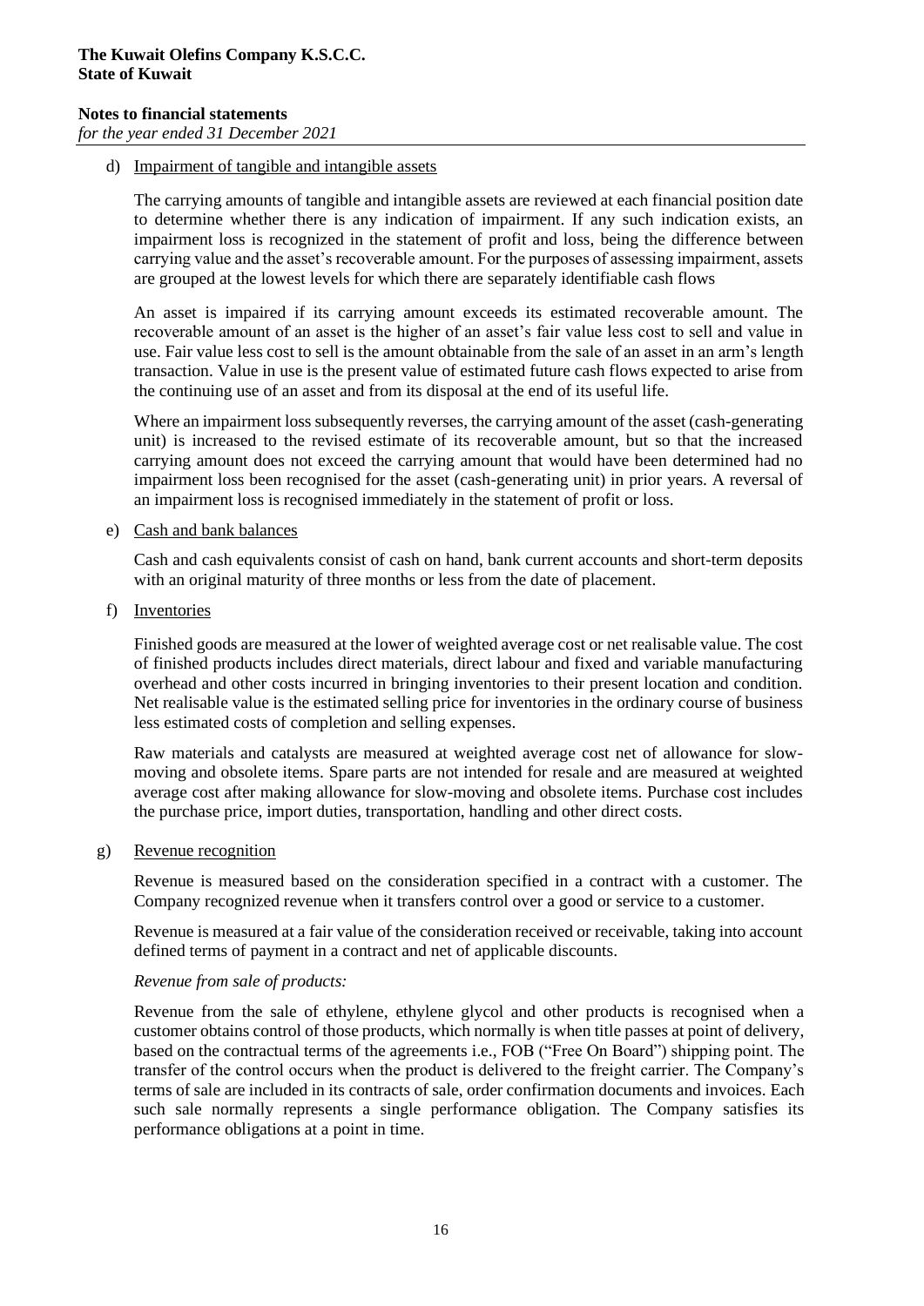d) Impairment of tangible and intangible assets

The carrying amounts of tangible and intangible assets are reviewed at each financial position date to determine whether there is any indication of impairment. If any such indication exists, an impairment loss is recognized in the statement of profit and loss, being the difference between carrying value and the asset's recoverable amount. For the purposes of assessing impairment, assets are grouped at the lowest levels for which there are separately identifiable cash flows

An asset is impaired if its carrying amount exceeds its estimated recoverable amount. The recoverable amount of an asset is the higher of an asset's fair value less cost to sell and value in use. Fair value less cost to sell is the amount obtainable from the sale of an asset in an arm's length transaction. Value in use is the present value of estimated future cash flows expected to arise from the continuing use of an asset and from its disposal at the end of its useful life.

Where an impairment loss subsequently reverses, the carrying amount of the asset (cash-generating unit) is increased to the revised estimate of its recoverable amount, but so that the increased carrying amount does not exceed the carrying amount that would have been determined had no impairment loss been recognised for the asset (cash-generating unit) in prior years. A reversal of an impairment loss is recognised immediately in the statement of profit or loss.

e) Cash and bank balances

Cash and cash equivalents consist of cash on hand, bank current accounts and short-term deposits with an original maturity of three months or less from the date of placement.

f) Inventories

Finished goods are measured at the lower of weighted average cost or net realisable value. The cost of finished products includes direct materials, direct labour and fixed and variable manufacturing overhead and other costs incurred in bringing inventories to their present location and condition. Net realisable value is the estimated selling price for inventories in the ordinary course of business less estimated costs of completion and selling expenses.

Raw materials and catalysts are measured at weighted average cost net of allowance for slow-moving and obsolete items. Spare parts are not intended for resale and are measured at weighted average cost after making allowance for slow-moving and obsolete items. Purchase cost includes the purchase price, import duties, transportation, handling and other direct costs.

g) Revenue recognition

Revenue is measured based on the consideration specified in a contract with a customer. The Company recognized revenue when it transfers control over a good or service to a customer.

Revenue is measured at a fair value of the consideration received or receivable, taking into account defined terms of payment in a contract and net of applicable discounts.

*Revenue from sale of products:*

Revenue from the sale of ethylene, ethylene glycol and other products is recognised when a customer obtains control of those products, which normally is when title passes at point of delivery, based on the contractual terms of the agreements i.e., FOB ("Free On Board") shipping point. The transfer of the control occurs when the product is delivered to the freight carrier. The Company's terms of sale are included in its contracts of sale, order confirmation documents and invoices. Each such sale normally represents a single performance obligation. The Company satisfies its performance obligations at a point in time.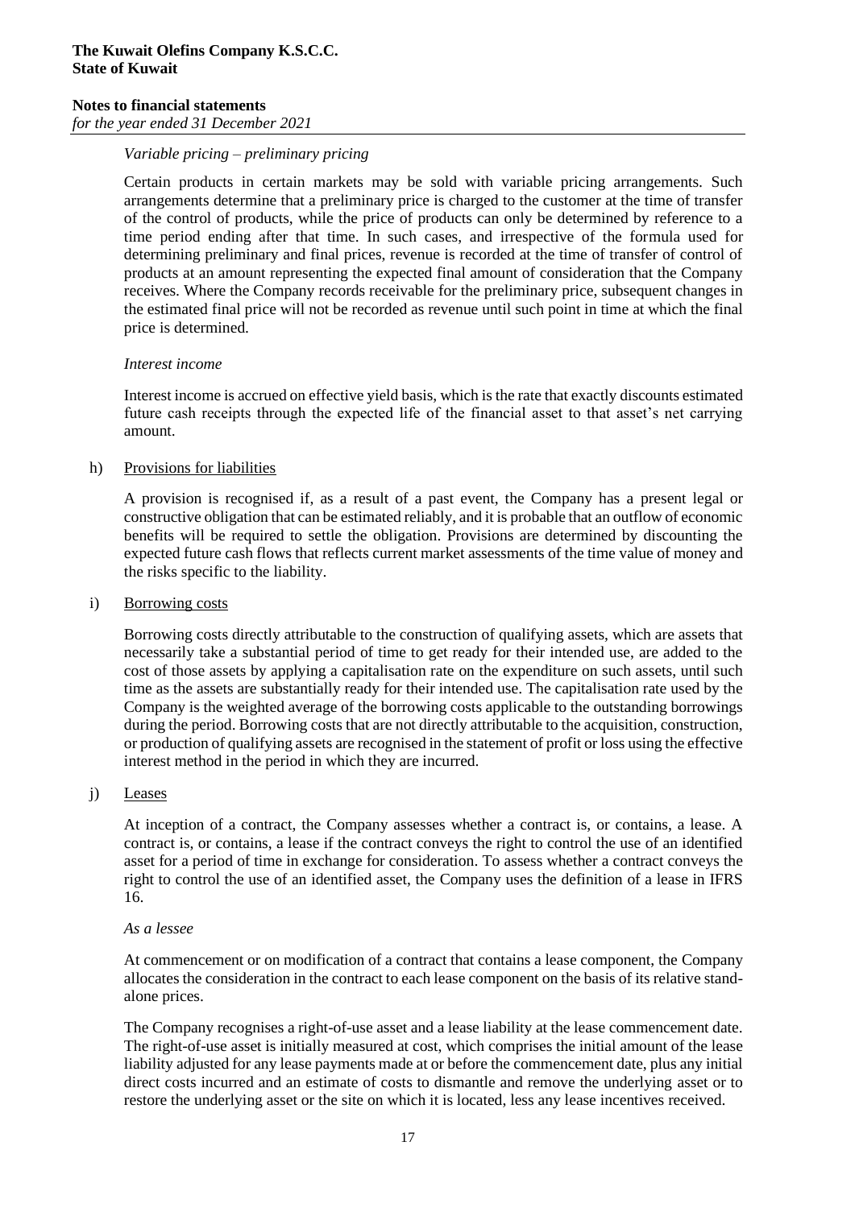*Variable pricing – preliminary pricing*

Certain products in certain markets may be sold with variable pricing arrangements. Such arrangements determine that a preliminary price is charged to the customer at the time of transfer of the control of products, while the price of products can only be determined by reference to a time period ending after that time. In such cases, and irrespective of the formula used for determining preliminary and final prices, revenue is recorded at the time of transfer of control of products at an amount representing the expected final amount of consideration that the Company receives. Where the Company records receivable for the preliminary price, subsequent changes in the estimated final price will not be recorded as revenue until such point in time at which the final price is determined.

*Interest income*

Interest income is accrued on effective yield basis, which is the rate that exactly discounts estimated future cash receipts through the expected life of the financial asset to that asset's net carrying amount.

h) Provisions for liabilities

A provision is recognised if, as a result of a past event, the Company has a present legal or constructive obligation that can be estimated reliably, and it is probable that an outflow of economic benefits will be required to settle the obligation. Provisions are determined by discounting the expected future cash flows that reflects current market assessments of the time value of money and the risks specific to the liability.

i) Borrowing costs

Borrowing costs directly attributable to the construction of qualifying assets, which are assets that necessarily take a substantial period of time to get ready for their intended use, are added to the cost of those assets by applying a capitalisation rate on the expenditure on such assets, until such time as the assets are substantially ready for their intended use. The capitalisation rate used by the Company is the weighted average of the borrowing costs applicable to the outstanding borrowings during the period. Borrowing costs that are not directly attributable to the acquisition, construction, or production of qualifying assets are recognised in the statement of profit or loss using the effective interest method in the period in which they are incurred.

j) Leases

At inception of a contract, the Company assesses whether a contract is, or contains, a lease. A contract is, or contains, a lease if the contract conveys the right to control the use of an identified asset for a period of time in exchange for consideration. To assess whether a contract conveys the right to control the use of an identified asset, the Company uses the definition of a lease in IFRS 16.

*As a lessee*

At commencement or on modification of a contract that contains a lease component, the Company allocates the consideration in the contract to each lease component on the basis of its relative stand-alone prices.

The Company recognises a right-of-use asset and a lease liability at the lease commencement date. The right-of-use asset is initially measured at cost, which comprises the initial amount of the lease liability adjusted for any lease payments made at or before the commencement date, plus any initial direct costs incurred and an estimate of costs to dismantle and remove the underlying asset or to restore the underlying asset or the site on which it is located, less any lease incentives received.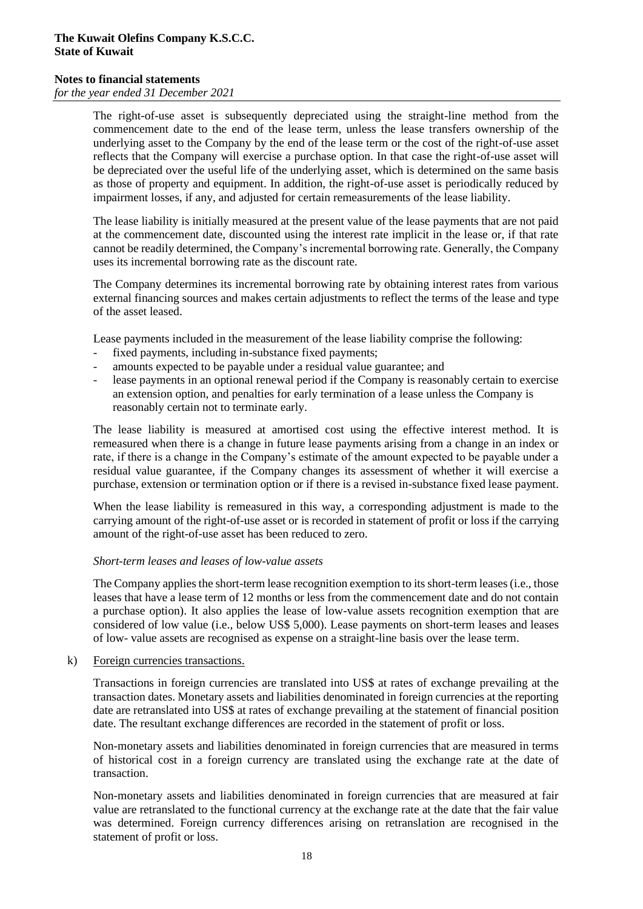The right-of-use asset is subsequently depreciated using the straight-line method from the commencement date to the end of the lease term, unless the lease transfers ownership of the underlying asset to the Company by the end of the lease term or the cost of the right-of-use asset reflects that the Company will exercise a purchase option. In that case the right-of-use asset will be depreciated over the useful life of the underlying asset, which is determined on the same basis as those of property and equipment. In addition, the right-of-use asset is periodically reduced by impairment losses, if any, and adjusted for certain remeasurements of the lease liability.

The lease liability is initially measured at the present value of the lease payments that are not paid at the commencement date, discounted using the interest rate implicit in the lease or, if that rate cannot be readily determined, the Company's incremental borrowing rate. Generally, the Company uses its incremental borrowing rate as the discount rate.

The Company determines its incremental borrowing rate by obtaining interest rates from various external financing sources and makes certain adjustments to reflect the terms of the lease and type of the asset leased.

Lease payments included in the measurement of the lease liability comprise the following:

- fixed payments, including in-substance fixed payments;
- amounts expected to be payable under a residual value guarantee; and
- lease payments in an optional renewal period if the Company is reasonably certain to exercise an extension option, and penalties for early termination of a lease unless the Company is reasonably certain not to terminate early.

The lease liability is measured at amortised cost using the effective interest method. It is remeasured when there is a change in future lease payments arising from a change in an index or rate, if there is a change in the Company's estimate of the amount expected to be payable under a residual value guarantee, if the Company changes its assessment of whether it will exercise a purchase, extension or termination option or if there is a revised in-substance fixed lease payment.

When the lease liability is remeasured in this way, a corresponding adjustment is made to the carrying amount of the right-of-use asset or is recorded in statement of profit or loss if the carrying amount of the right-of-use asset has been reduced to zero.

*Short-term leases and leases of low-value assets*

The Company applies the short-term lease recognition exemption to its short-term leases (i.e., those leases that have a lease term of 12 months or less from the commencement date and do not contain a purchase option). It also applies the lease of low-value assets recognition exemption that are considered of low value (i.e., below US$ 5,000). Lease payments on short-term leases and leases of low- value assets are recognised as expense on a straight-line basis over the lease term.

k) Foreign currencies transactions.

Transactions in foreign currencies are translated into US$ at rates of exchange prevailing at the transaction dates. Monetary assets and liabilities denominated in foreign currencies at the reporting date are retranslated into US$ at rates of exchange prevailing at the statement of financial position date. The resultant exchange differences are recorded in the statement of profit or loss.

Non-monetary assets and liabilities denominated in foreign currencies that are measured in terms of historical cost in a foreign currency are translated using the exchange rate at the date of transaction.

Non-monetary assets and liabilities denominated in foreign currencies that are measured at fair value are retranslated to the functional currency at the exchange rate at the date that the fair value was determined. Foreign currency differences arising on retranslation are recognised in the statement of profit or loss.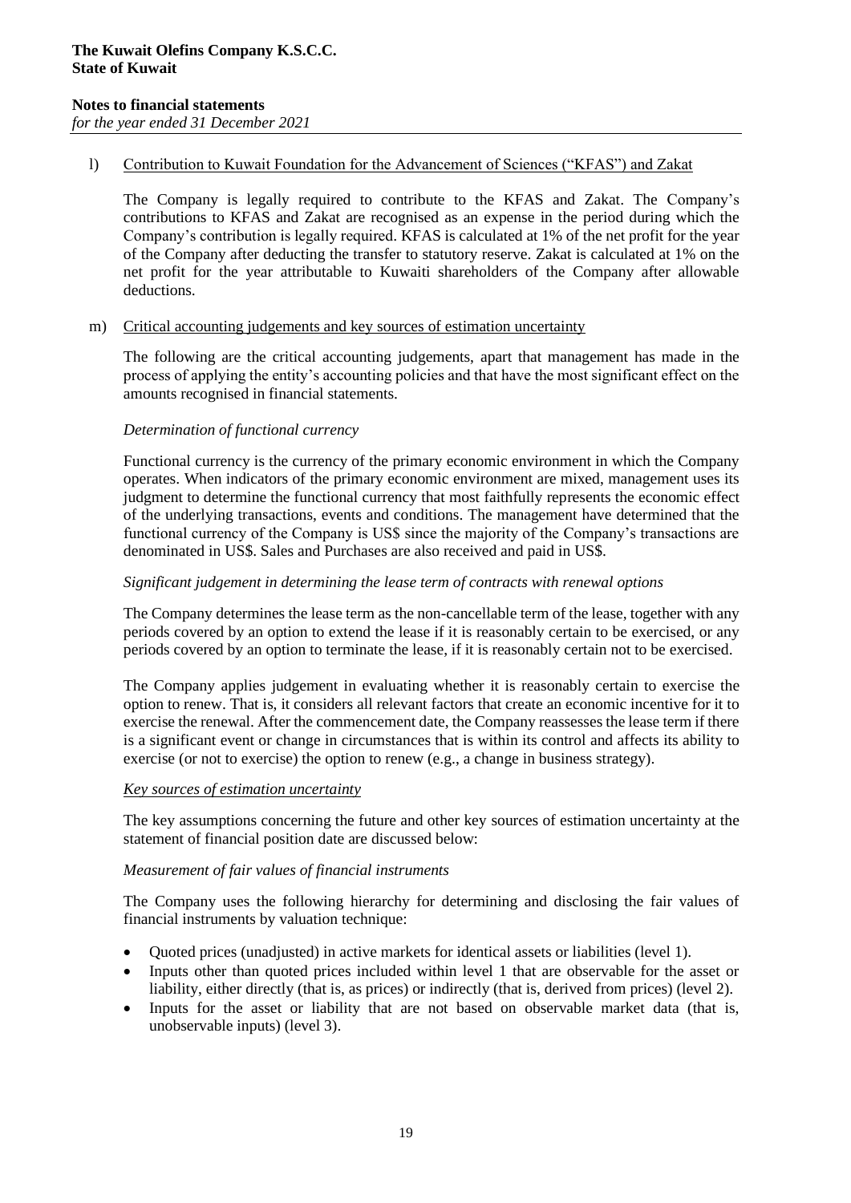l) Contribution to Kuwait Foundation for the Advancement of Sciences ("KFAS") and Zakat

The Company is legally required to contribute to the KFAS and Zakat. The Company's contributions to KFAS and Zakat are recognised as an expense in the period during which the Company's contribution is legally required. KFAS is calculated at 1% of the net profit for the year of the Company after deducting the transfer to statutory reserve. Zakat is calculated at 1% on the net profit for the year attributable to Kuwaiti shareholders of the Company after allowable deductions.

m) Critical accounting judgements and key sources of estimation uncertainty

The following are the critical accounting judgements, apart that management has made in the process of applying the entity's accounting policies and that have the most significant effect on the amounts recognised in financial statements.

*Determination of functional currency*

Functional currency is the currency of the primary economic environment in which the Company operates. When indicators of the primary economic environment are mixed, management uses its judgment to determine the functional currency that most faithfully represents the economic effect of the underlying transactions, events and conditions. The management have determined that the functional currency of the Company is US$ since the majority of the Company's transactions are denominated in US$. Sales and Purchases are also received and paid in US$.

*Significant judgement in determining the lease term of contracts with renewal options*

The Company determines the lease term as the non-cancellable term of the lease, together with any periods covered by an option to extend the lease if it is reasonably certain to be exercised, or any periods covered by an option to terminate the lease, if it is reasonably certain not to be exercised.

The Company applies judgement in evaluating whether it is reasonably certain to exercise the option to renew. That is, it considers all relevant factors that create an economic incentive for it to exercise the renewal. After the commencement date, the Company reassesses the lease term if there is a significant event or change in circumstances that is within its control and affects its ability to exercise (or not to exercise) the option to renew (e.g., a change in business strategy).

*Key sources of estimation uncertainty*

The key assumptions concerning the future and other key sources of estimation uncertainty at the statement of financial position date are discussed below:

*Measurement of fair values of financial instruments*

The Company uses the following hierarchy for determining and disclosing the fair values of financial instruments by valuation technique:

- Quoted prices (unadjusted) in active markets for identical assets or liabilities (level 1).
- Inputs other than quoted prices included within level 1 that are observable for the asset or liability, either directly (that is, as prices) or indirectly (that is, derived from prices) (level 2).
- Inputs for the asset or liability that are not based on observable market data (that is, unobservable inputs) (level 3).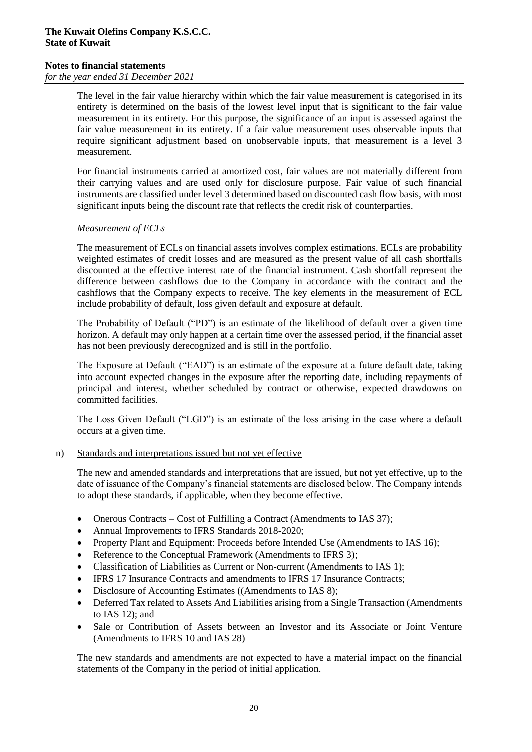The level in the fair value hierarchy within which the fair value measurement is categorised in its entirety is determined on the basis of the lowest level input that is significant to the fair value measurement in its entirety. For this purpose, the significance of an input is assessed against the fair value measurement in its entirety. If a fair value measurement uses observable inputs that require significant adjustment based on unobservable inputs, that measurement is a level 3 measurement.

For financial instruments carried at amortized cost, fair values are not materially different from their carrying values and are used only for disclosure purpose. Fair value of such financial instruments are classified under level 3 determined based on discounted cash flow basis, with most significant inputs being the discount rate that reflects the credit risk of counterparties.

*Measurement of ECLs*

The measurement of ECLs on financial assets involves complex estimations. ECLs are probability weighted estimates of credit losses and are measured as the present value of all cash shortfalls discounted at the effective interest rate of the financial instrument. Cash shortfall represent the difference between cashflows due to the Company in accordance with the contract and the cashflows that the Company expects to receive. The key elements in the measurement of ECL include probability of default, loss given default and exposure at default.

The Probability of Default ("PD") is an estimate of the likelihood of default over a given time horizon. A default may only happen at a certain time over the assessed period, if the financial asset has not been previously derecognized and is still in the portfolio.

The Exposure at Default ("EAD") is an estimate of the exposure at a future default date, taking into account expected changes in the exposure after the reporting date, including repayments of principal and interest, whether scheduled by contract or otherwise, expected drawdowns on committed facilities.

The Loss Given Default ("LGD") is an estimate of the loss arising in the case where a default occurs at a given time.

n) Standards and interpretations issued but not yet effective

The new and amended standards and interpretations that are issued, but not yet effective, up to the date of issuance of the Company's financial statements are disclosed below. The Company intends to adopt these standards, if applicable, when they become effective.

- Onerous Contracts – Cost of Fulfilling a Contract (Amendments to IAS 37);
- Annual Improvements to IFRS Standards 2018-2020;
- Property Plant and Equipment: Proceeds before Intended Use (Amendments to IAS 16);
- Reference to the Conceptual Framework (Amendments to IFRS 3);
- Classification of Liabilities as Current or Non-current (Amendments to IAS 1);
- IFRS 17 Insurance Contracts and amendments to IFRS 17 Insurance Contracts;
- Disclosure of Accounting Estimates ((Amendments to IAS 8);
- Deferred Tax related to Assets And Liabilities arising from a Single Transaction (Amendments to IAS 12); and
- Sale or Contribution of Assets between an Investor and its Associate or Joint Venture (Amendments to IFRS 10 and IAS 28)

The new standards and amendments are not expected to have a material impact on the financial statements of the Company in the period of initial application.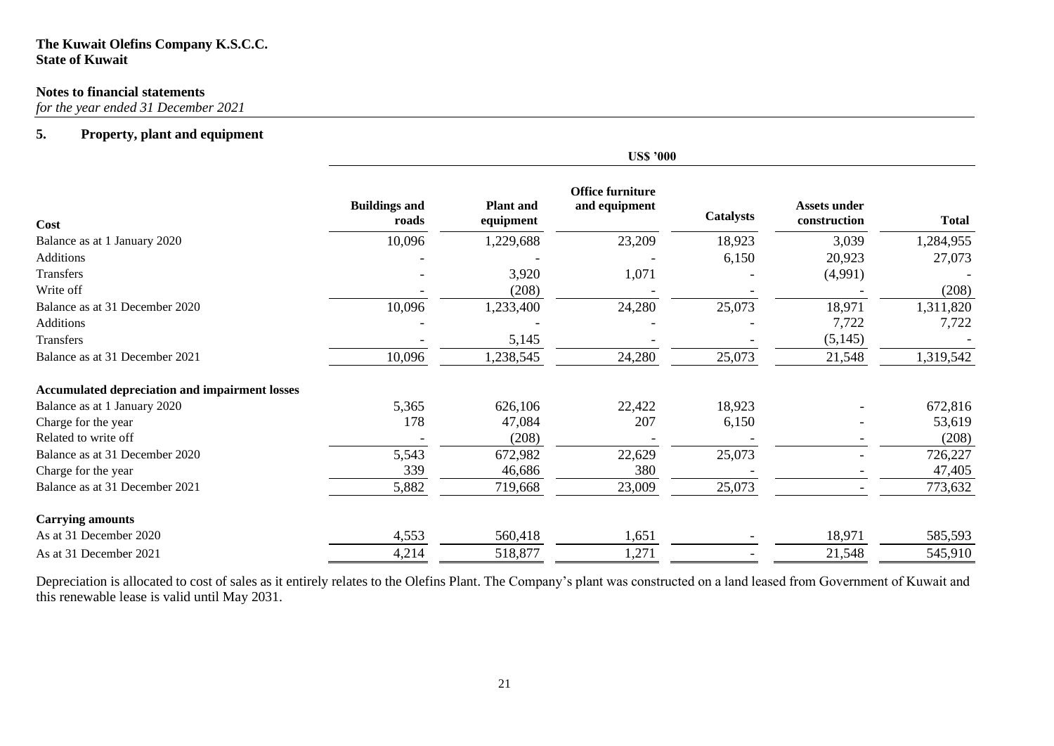**The Kuwait Olefins Company K.S.C.C.**
**State of Kuwait**

**Notes to financial statements**
*for the year ended 31 December 2021*

## 5. Property, plant and equipment

| | US$ '000 | | | | | |
|---|---|---|---|---|---|---|
| **Cost** | **Buildings and roads** | **Plant and equipment** | **Office furniture and equipment** | **Catalysts** | **Assets under construction** | **Total** |
| Balance as at 1 January 2020 | 10,096 | 1,229,688 | 23,209 | 18,923 | 3,039 | 1,284,955 |
| Additions | - | - | - | 6,150 | 20,923 | 27,073 |
| Transfers | - | 3,920 | 1,071 | - | (4,991) | - |
| Write off | - | (208) | - | - | - | (208) |
| Balance as at 31 December 2020 | 10,096 | 1,233,400 | 24,280 | 25,073 | 18,971 | 1,311,820 |
| Additions | - | - | - | - | 7,722 | 7,722 |
| Transfers | - | 5,145 | - | - | (5,145) | - |
| Balance as at 31 December 2021 | 10,096 | 1,238,545 | 24,280 | 25,073 | 21,548 | 1,319,542 |
| **Accumulated depreciation and impairment losses** | | | | | | |
| Balance as at 1 January 2020 | 5,365 | 626,106 | 22,422 | 18,923 | - | 672,816 |
| Charge for the year | 178 | 47,084 | 207 | 6,150 | - | 53,619 |
| Related to write off | - | (208) | - | - | - | (208) |
| Balance as at 31 December 2020 | 5,543 | 672,982 | 22,629 | 25,073 | - | 726,227 |
| Charge for the year | 339 | 46,686 | 380 | - | - | 47,405 |
| Balance as at 31 December 2021 | 5,882 | 719,668 | 23,009 | 25,073 | - | 773,632 |
| **Carrying amounts** | | | | | | |
| As at 31 December 2020 | 4,553 | 560,418 | 1,651 | - | 18,971 | 585,593 |
| As at 31 December 2021 | 4,214 | 518,877 | 1,271 | - | 21,548 | 545,910 |

Depreciation is allocated to cost of sales as it entirely relates to the Olefins Plant. The Company's plant was constructed on a land leased from Government of Kuwait and this renewable lease is valid until May 2031.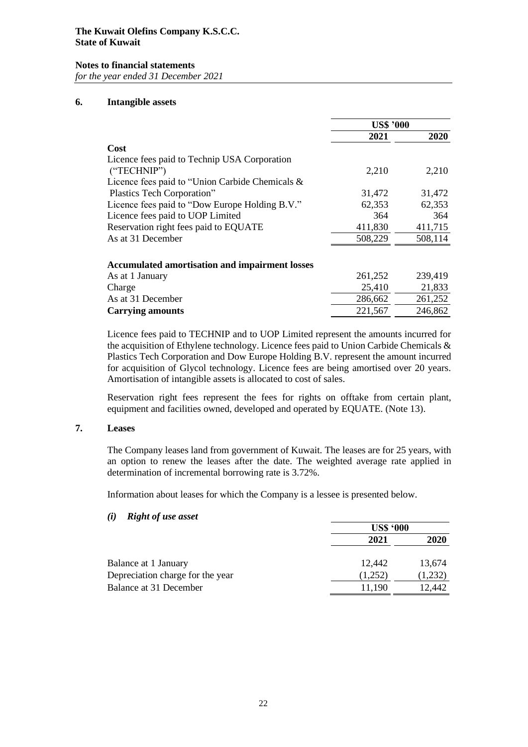## 6. Intangible assets

| | US$ '000 | |
|---|---|---|
| | 2021 | 2020 |
| **Cost** | | |
| Licence fees paid to Technip USA Corporation ("TECHNIP") | 2,210 | 2,210 |
| Licence fees paid to "Union Carbide Chemicals & Plastics Tech Corporation" | 31,472 | 31,472 |
| Licence fees paid to "Dow Europe Holding B.V." | 62,353 | 62,353 |
| Licence fees paid to UOP Limited | 364 | 364 |
| Reservation right fees paid to EQUATE | 411,830 | 411,715 |
| As at 31 December | 508,229 | 508,114 |
| | | |
| **Accumulated amortisation and impairment losses** | | |
| As at 1 January | 261,252 | 239,419 |
| Charge | 25,410 | 21,833 |
| As at 31 December | 286,662 | 261,252 |
| **Carrying amounts** | 221,567 | 246,862 |

Licence fees paid to TECHNIP and to UOP Limited represent the amounts incurred for the acquisition of Ethylene technology. Licence fees paid to Union Carbide Chemicals & Plastics Tech Corporation and Dow Europe Holding B.V. represent the amount incurred for acquisition of Glycol technology. Licence fees are being amortised over 20 years. Amortisation of intangible assets is allocated to cost of sales.

Reservation right fees represent the fees for rights on offtake from certain plant, equipment and facilities owned, developed and operated by EQUATE. (Note 13).

## 7. Leases

The Company leases land from government of Kuwait. The leases are for 25 years, with an option to renew the leases after the date. The weighted average rate applied in determination of incremental borrowing rate is 3.72%.

Information about leases for which the Company is a lessee is presented below.

### *(i) Right of use asset*

| | US$ '000 | |
|---|---|---|
| | 2021 | 2020 |
| Balance at 1 January | 12,442 | 13,674 |
| Depreciation charge for the year | (1,252) | (1,232) |
| Balance at 31 December | 11,190 | 12,442 |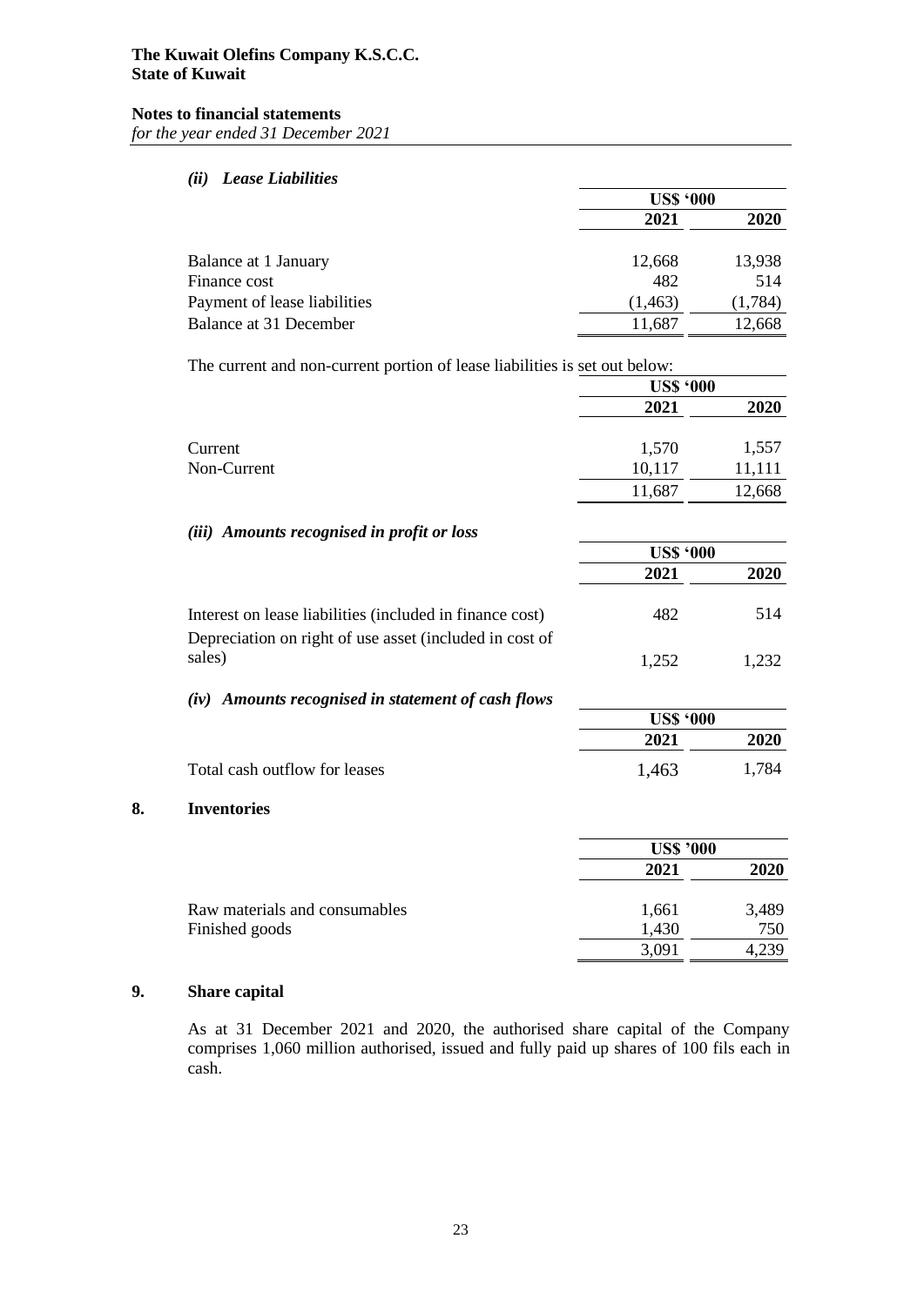#### *(ii) Lease Liabilities*

| | US$ '000 | |
|---|---|---|
| | **2021** | **2020** |
| Balance at 1 January | 12,668 | 13,938 |
| Finance cost | 482 | 514 |
| Payment of lease liabilities | (1,463) | (1,784) |
| Balance at 31 December | 11,687 | 12,668 |

The current and non-current portion of lease liabilities is set out below:

| | US$ '000 | |
|---|---|---|
| | **2021** | **2020** |
| Current | 1,570 | 1,557 |
| Non-Current | 10,117 | 11,111 |
| | 11,687 | 12,668 |

#### *(iii) Amounts recognised in profit or loss*

| | US$ '000 | |
|---|---|---|
| | **2021** | **2020** |
| Interest on lease liabilities (included in finance cost) | 482 | 514 |
| Depreciation on right of use asset (included in cost of sales) | 1,252 | 1,232 |

#### *(iv) Amounts recognised in statement of cash flows*

| | US$ '000 | |
|---|---|---|
| | **2021** | **2020** |
| Total cash outflow for leases | 1,463 | 1,784 |

## 8. Inventories

| | US$ '000 | |
|---|---|---|
| | **2021** | **2020** |
| Raw materials and consumables | 1,661 | 3,489 |
| Finished goods | 1,430 | 750 |
| | 3,091 | 4,239 |

## 9. Share capital

As at 31 December 2021 and 2020, the authorised share capital of the Company comprises 1,060 million authorised, issued and fully paid up shares of 100 fils each in cash.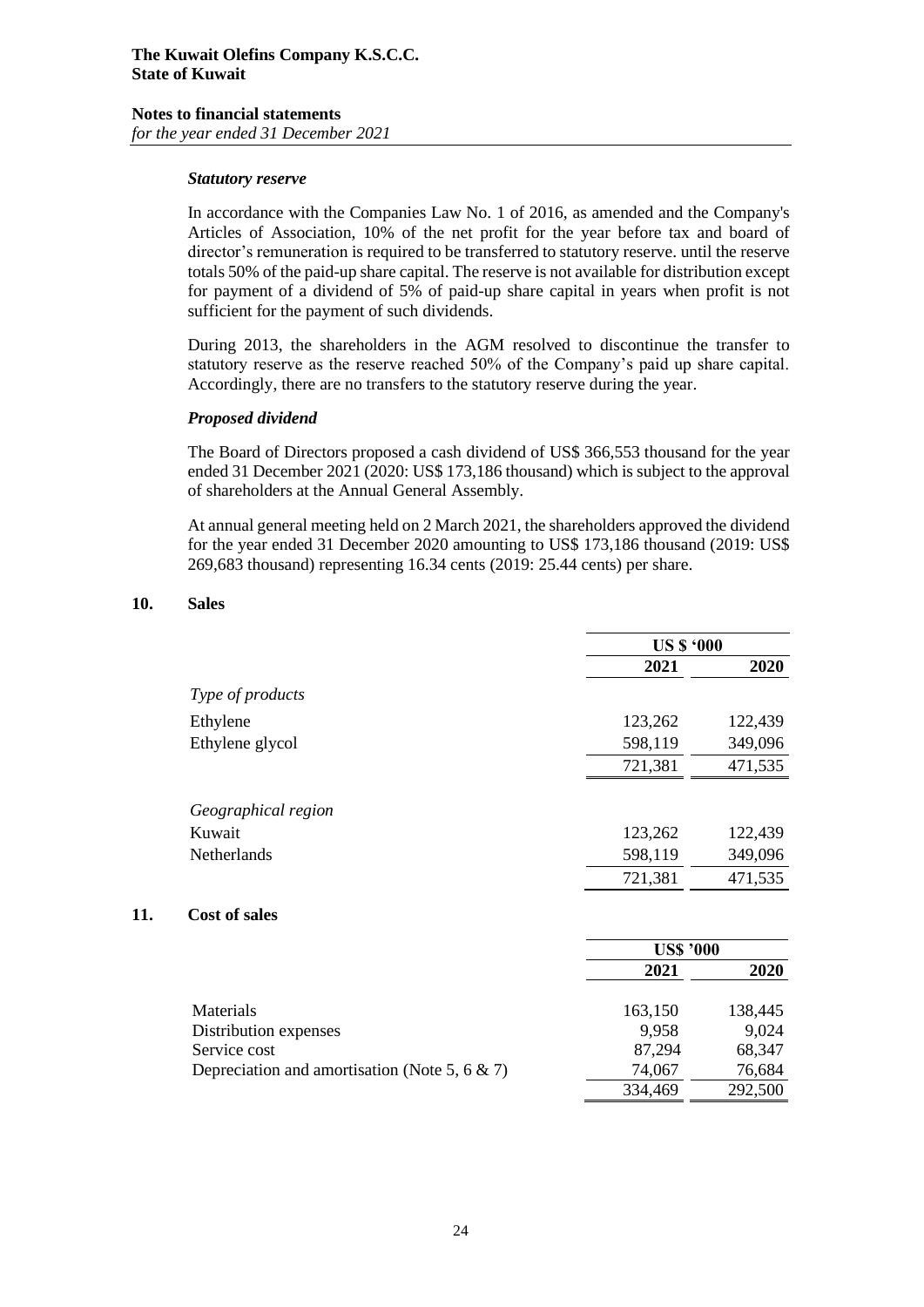### *Statutory reserve*

In accordance with the Companies Law No. 1 of 2016, as amended and the Company's Articles of Association, 10% of the net profit for the year before tax and board of director's remuneration is required to be transferred to statutory reserve. until the reserve totals 50% of the paid-up share capital. The reserve is not available for distribution except for payment of a dividend of 5% of paid-up share capital in years when profit is not sufficient for the payment of such dividends.

During 2013, the shareholders in the AGM resolved to discontinue the transfer to statutory reserve as the reserve reached 50% of the Company's paid up share capital. Accordingly, there are no transfers to the statutory reserve during the year.

### *Proposed dividend*

The Board of Directors proposed a cash dividend of US$ 366,553 thousand for the year ended 31 December 2021 (2020: US$ 173,186 thousand) which is subject to the approval of shareholders at the Annual General Assembly.

At annual general meeting held on 2 March 2021, the shareholders approved the dividend for the year ended 31 December 2020 amounting to US$ 173,186 thousand (2019: US$ 269,683 thousand) representing 16.34 cents (2019: 25.44 cents) per share.

## 10. Sales

| | US $ '000 | |
|---|---|---|
| | **2021** | **2020** |
| *Type of products* | | |
| Ethylene | 123,262 | 122,439 |
| Ethylene glycol | 598,119 | 349,096 |
| | 721,381 | 471,535 |
| *Geographical region* | | |
| Kuwait | 123,262 | 122,439 |
| Netherlands | 598,119 | 349,096 |
| | 721,381 | 471,535 |

## 11. Cost of sales

| | US$ '000 | |
|---|---|---|
| | **2021** | **2020** |
| Materials | 163,150 | 138,445 |
| Distribution expenses | 9,958 | 9,024 |
| Service cost | 87,294 | 68,347 |
| Depreciation and amortisation (Note 5, 6 & 7) | 74,067 | 76,684 |
| | 334,469 | 292,500 |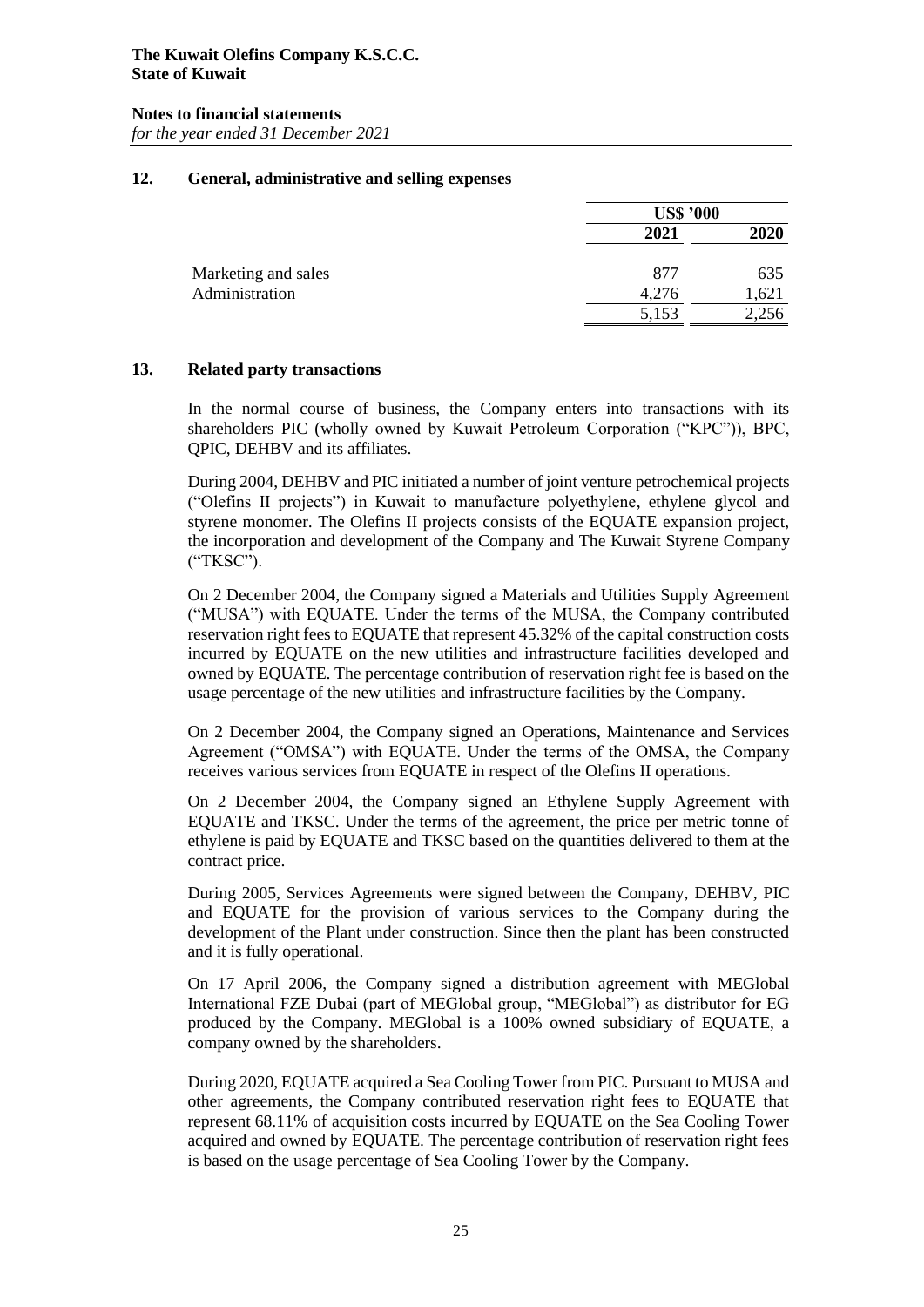## 12. General, administrative and selling expenses

| | US$ '000 | |
|---|---|---|
| | 2021 | 2020 |
| Marketing and sales | 877 | 635 |
| Administration | 4,276 | 1,621 |
| | 5,153 | 2,256 |

## 13. Related party transactions

In the normal course of business, the Company enters into transactions with its shareholders PIC (wholly owned by Kuwait Petroleum Corporation ("KPC")), BPC, QPIC, DEHBV and its affiliates.

During 2004, DEHBV and PIC initiated a number of joint venture petrochemical projects ("Olefins II projects") in Kuwait to manufacture polyethylene, ethylene glycol and styrene monomer. The Olefins II projects consists of the EQUATE expansion project, the incorporation and development of the Company and The Kuwait Styrene Company ("TKSC").

On 2 December 2004, the Company signed a Materials and Utilities Supply Agreement ("MUSA") with EQUATE. Under the terms of the MUSA, the Company contributed reservation right fees to EQUATE that represent 45.32% of the capital construction costs incurred by EQUATE on the new utilities and infrastructure facilities developed and owned by EQUATE. The percentage contribution of reservation right fee is based on the usage percentage of the new utilities and infrastructure facilities by the Company.

On 2 December 2004, the Company signed an Operations, Maintenance and Services Agreement ("OMSA") with EQUATE. Under the terms of the OMSA, the Company receives various services from EQUATE in respect of the Olefins II operations.

On 2 December 2004, the Company signed an Ethylene Supply Agreement with EQUATE and TKSC. Under the terms of the agreement, the price per metric tonne of ethylene is paid by EQUATE and TKSC based on the quantities delivered to them at the contract price.

During 2005, Services Agreements were signed between the Company, DEHBV, PIC and EQUATE for the provision of various services to the Company during the development of the Plant under construction. Since then the plant has been constructed and it is fully operational.

On 17 April 2006, the Company signed a distribution agreement with MEGlobal International FZE Dubai (part of MEGlobal group, "MEGlobal") as distributor for EG produced by the Company. MEGlobal is a 100% owned subsidiary of EQUATE, a company owned by the shareholders.

During 2020, EQUATE acquired a Sea Cooling Tower from PIC. Pursuant to MUSA and other agreements, the Company contributed reservation right fees to EQUATE that represent 68.11% of acquisition costs incurred by EQUATE on the Sea Cooling Tower acquired and owned by EQUATE. The percentage contribution of reservation right fees is based on the usage percentage of Sea Cooling Tower by the Company.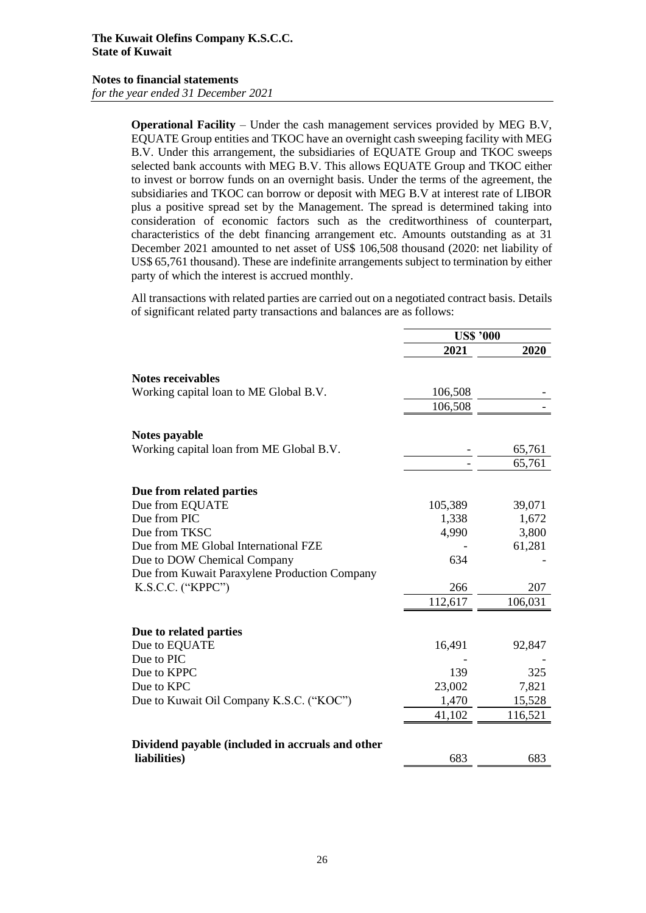**Operational Facility** – Under the cash management services provided by MEG B.V, EQUATE Group entities and TKOC have an overnight cash sweeping facility with MEG B.V. Under this arrangement, the subsidiaries of EQUATE Group and TKOC sweeps selected bank accounts with MEG B.V. This allows EQUATE Group and TKOC either to invest or borrow funds on an overnight basis. Under the terms of the agreement, the subsidiaries and TKOC can borrow or deposit with MEG B.V at interest rate of LIBOR plus a positive spread set by the Management. The spread is determined taking into consideration of economic factors such as the creditworthiness of counterpart, characteristics of the debt financing arrangement etc. Amounts outstanding as at 31 December 2021 amounted to net asset of US$ 106,508 thousand (2020: net liability of US$ 65,761 thousand). These are indefinite arrangements subject to termination by either party of which the interest is accrued monthly.

All transactions with related parties are carried out on a negotiated contract basis. Details of significant related party transactions and balances are as follows:

| | US$ '000 | |
|---|---|---|
| | **2021** | **2020** |
| **Notes receivables** | | |
| Working capital loan to ME Global B.V. | 106,508 | - |
| | 106,508 | - |
| **Notes payable** | | |
| Working capital loan from ME Global B.V. | - | 65,761 |
| | - | 65,761 |
| **Due from related parties** | | |
| Due from EQUATE | 105,389 | 39,071 |
| Due from PIC | 1,338 | 1,672 |
| Due from TKSC | 4,990 | 3,800 |
| Due from ME Global International FZE | - | 61,281 |
| Due to DOW Chemical Company | 634 | - |
| Due from Kuwait Paraxylene Production Company K.S.C.C. ("KPPC") | 266 | 207 |
| | 112,617 | 106,031 |
| **Due to related parties** | | |
| Due to EQUATE | 16,491 | 92,847 |
| Due to PIC | - | - |
| Due to KPPC | 139 | 325 |
| Due to KPC | 23,002 | 7,821 |
| Due to Kuwait Oil Company K.S.C. ("KOC") | 1,470 | 15,528 |
| | 41,102 | 116,521 |
| **Dividend payable (included in accruals and other liabilities)** | 683 | 683 |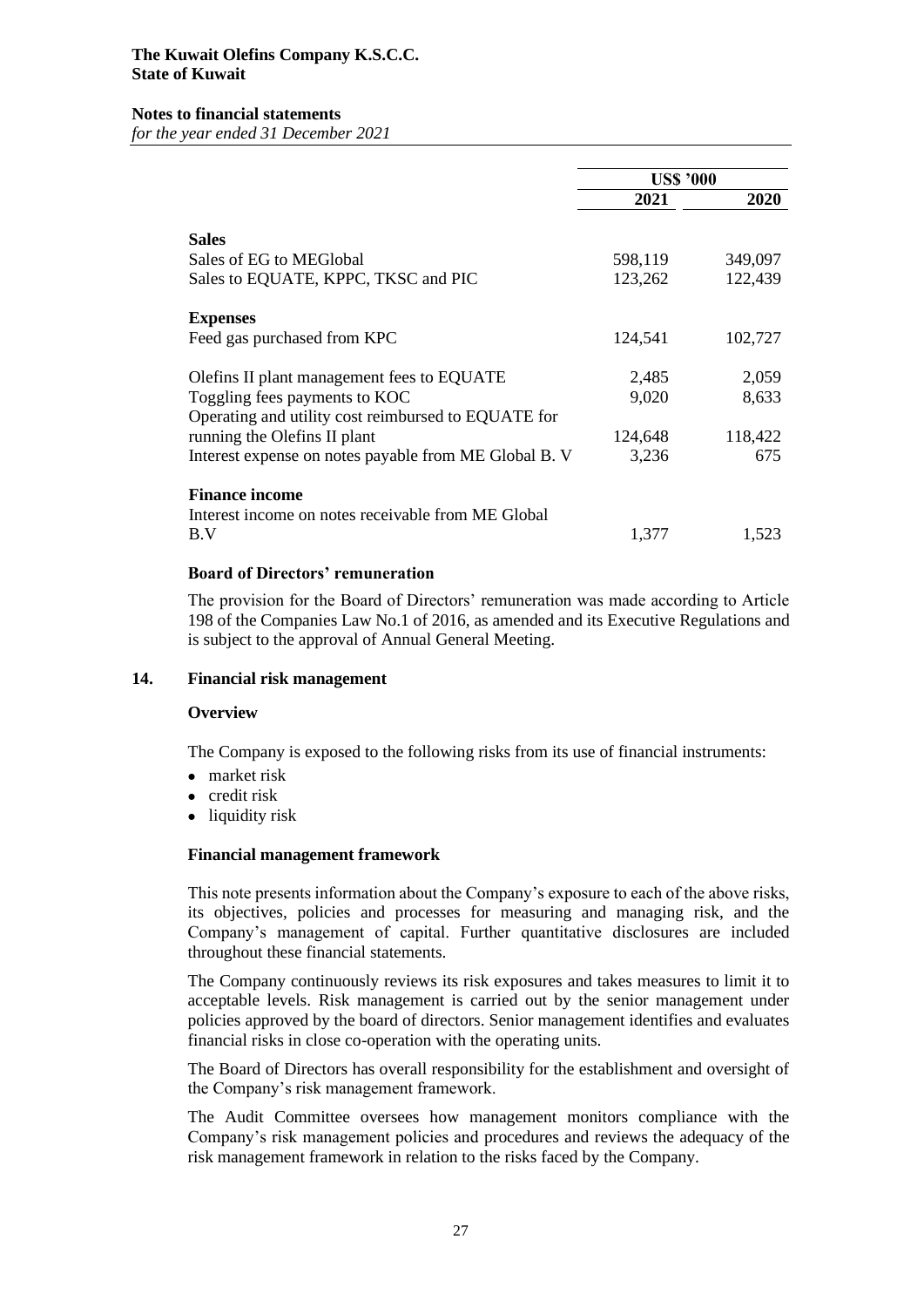| | US$ '000 | |
|---|---|---|
| | 2021 | 2020 |
| **Sales** | | |
| Sales of EG to MEGlobal | 598,119 | 349,097 |
| Sales to EQUATE, KPPC, TKSC and PIC | 123,262 | 122,439 |
| **Expenses** | | |
| Feed gas purchased from KPC | 124,541 | 102,727 |
| Olefins II plant management fees to EQUATE | 2,485 | 2,059 |
| Toggling fees payments to KOC | 9,020 | 8,633 |
| Operating and utility cost reimbursed to EQUATE for running the Olefins II plant | 124,648 | 118,422 |
| Interest expense on notes payable from ME Global B. V | 3,236 | 675 |
| **Finance income** | | |
| Interest income on notes receivable from ME Global B.V | 1,377 | 1,523 |

**Board of Directors' remuneration**

The provision for the Board of Directors' remuneration was made according to Article 198 of the Companies Law No.1 of 2016, as amended and its Executive Regulations and is subject to the approval of Annual General Meeting.

## 14. Financial risk management

**Overview**

The Company is exposed to the following risks from its use of financial instruments:

- market risk
- credit risk
- liquidity risk

**Financial management framework**

This note presents information about the Company's exposure to each of the above risks, its objectives, policies and processes for measuring and managing risk, and the Company's management of capital. Further quantitative disclosures are included throughout these financial statements.

The Company continuously reviews its risk exposures and takes measures to limit it to acceptable levels. Risk management is carried out by the senior management under policies approved by the board of directors. Senior management identifies and evaluates financial risks in close co-operation with the operating units.

The Board of Directors has overall responsibility for the establishment and oversight of the Company's risk management framework.

The Audit Committee oversees how management monitors compliance with the Company's risk management policies and procedures and reviews the adequacy of the risk management framework in relation to the risks faced by the Company.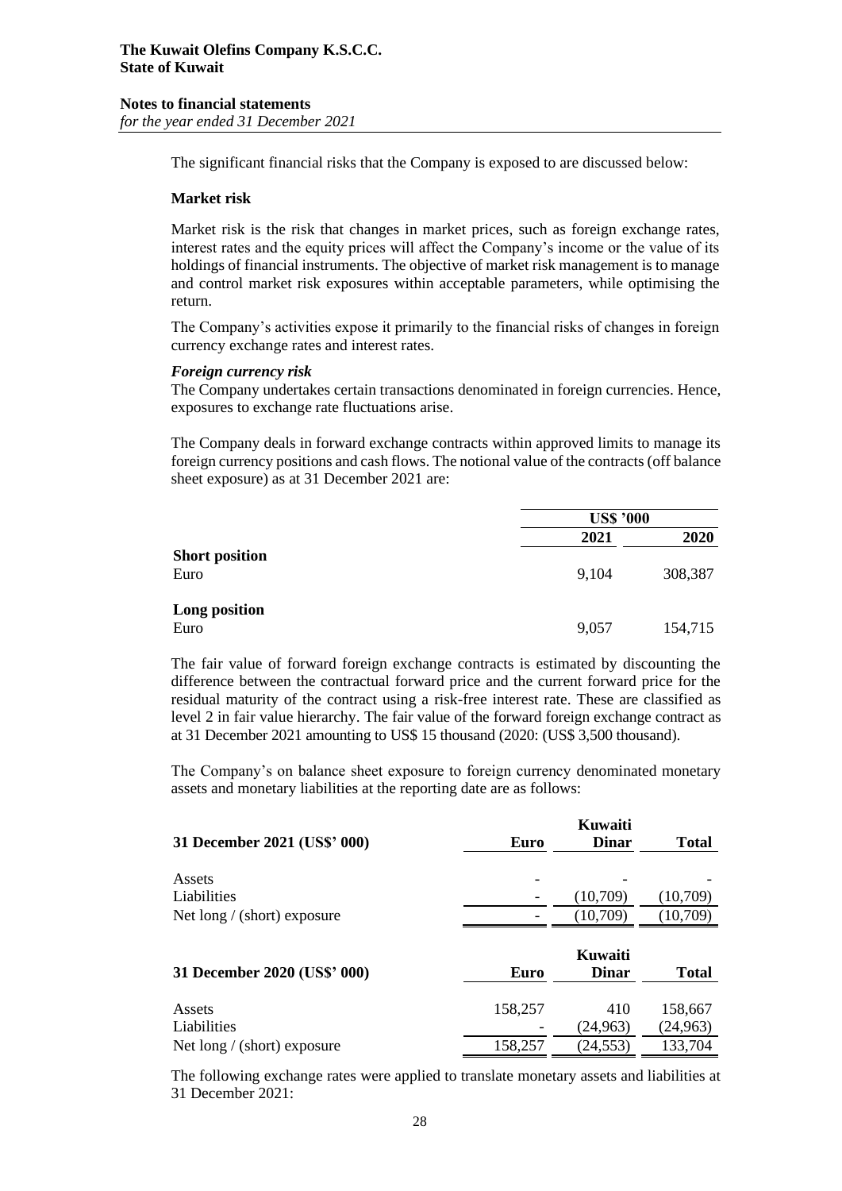The significant financial risks that the Company is exposed to are discussed below:

**Market risk**

Market risk is the risk that changes in market prices, such as foreign exchange rates, interest rates and the equity prices will affect the Company's income or the value of its holdings of financial instruments. The objective of market risk management is to manage and control market risk exposures within acceptable parameters, while optimising the return.

The Company's activities expose it primarily to the financial risks of changes in foreign currency exchange rates and interest rates.

***Foreign currency risk***

The Company undertakes certain transactions denominated in foreign currencies. Hence, exposures to exchange rate fluctuations arise.

The Company deals in forward exchange contracts within approved limits to manage its foreign currency positions and cash flows. The notional value of the contracts (off balance sheet exposure) as at 31 December 2021 are:

| | US$ '000 | |
|---|---|---|
| | **2021** | **2020** |
| **Short position** | | |
| Euro | 9,104 | 308,387 |
| **Long position** | | |
| Euro | 9,057 | 154,715 |

The fair value of forward foreign exchange contracts is estimated by discounting the difference between the contractual forward price and the current forward price for the residual maturity of the contract using a risk-free interest rate. These are classified as level 2 in fair value hierarchy. The fair value of the forward foreign exchange contract as at 31 December 2021 amounting to US$ 15 thousand (2020: (US$ 3,500 thousand).

The Company's on balance sheet exposure to foreign currency denominated monetary assets and monetary liabilities at the reporting date are as follows:

| 31 December 2021 (US$' 000) | Euro | Kuwaiti Dinar | Total |
|---|---|---|---|
| Assets | - | - | - |
| Liabilities | - | (10,709) | (10,709) |
| Net long / (short) exposure | - | (10,709) | (10,709) |

| 31 December 2020 (US$' 000) | Euro | Kuwaiti Dinar | Total |
|---|---|---|---|
| Assets | 158,257 | 410 | 158,667 |
| Liabilities | - | (24,963) | (24,963) |
| Net long / (short) exposure | 158,257 | (24,553) | 133,704 |

The following exchange rates were applied to translate monetary assets and liabilities at 31 December 2021: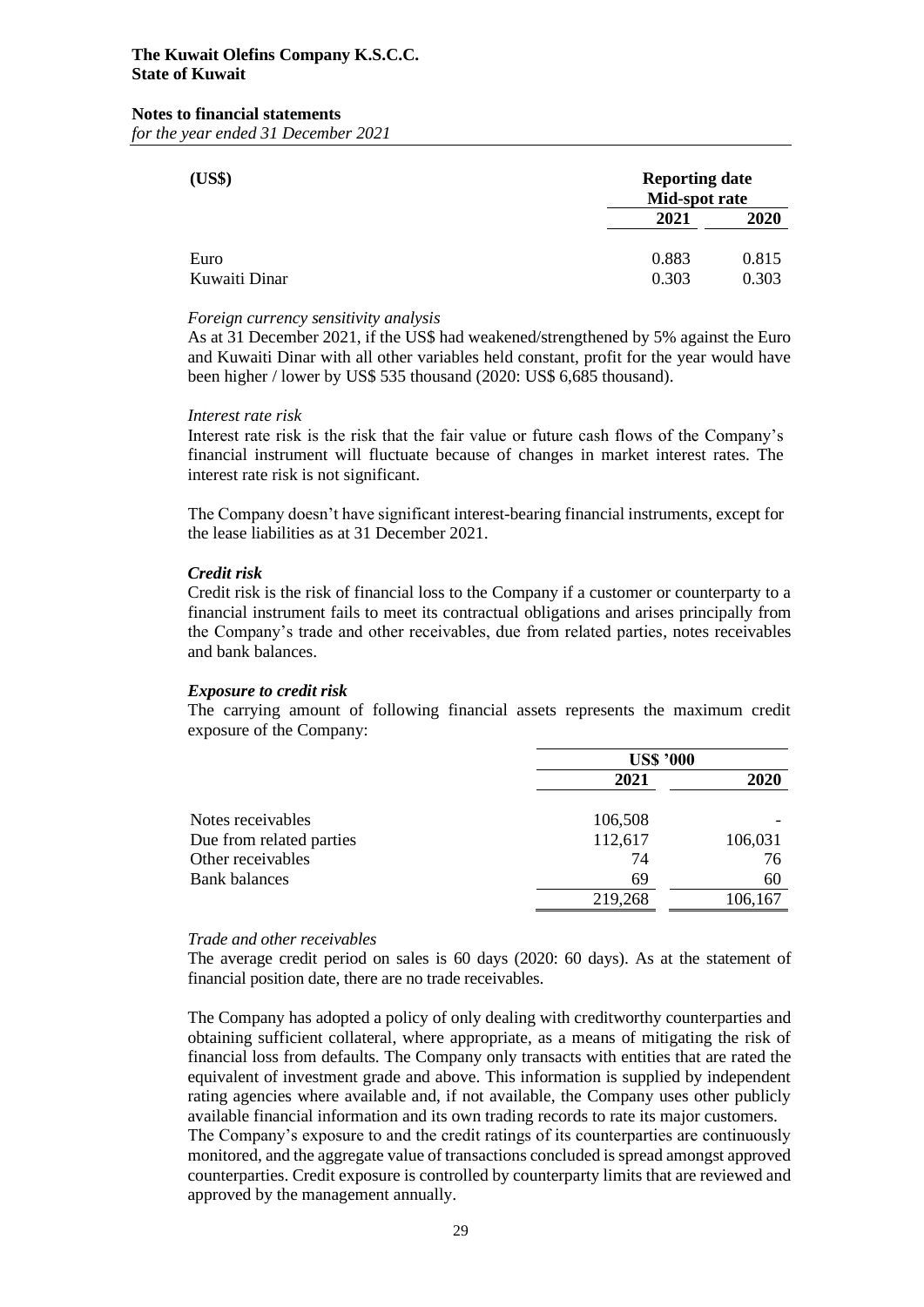| (US$) | Reporting date Mid-spot rate | |
|---|---|---|
| | 2021 | 2020 |
| Euro | 0.883 | 0.815 |
| Kuwaiti Dinar | 0.303 | 0.303 |

*Foreign currency sensitivity analysis*

As at 31 December 2021, if the US$ had weakened/strengthened by 5% against the Euro and Kuwaiti Dinar with all other variables held constant, profit for the year would have been higher / lower by US$ 535 thousand (2020: US$ 6,685 thousand).

*Interest rate risk*

Interest rate risk is the risk that the fair value or future cash flows of the Company's financial instrument will fluctuate because of changes in market interest rates. The interest rate risk is not significant.

The Company doesn't have significant interest-bearing financial instruments, except for the lease liabilities as at 31 December 2021.

***Credit risk***

Credit risk is the risk of financial loss to the Company if a customer or counterparty to a financial instrument fails to meet its contractual obligations and arises principally from the Company's trade and other receivables, due from related parties, notes receivables and bank balances.

***Exposure to credit risk***

The carrying amount of following financial assets represents the maximum credit exposure of the Company:

| | US$ '000 | |
|---|---|---|
| | 2021 | 2020 |
| Notes receivables | 106,508 | - |
| Due from related parties | 112,617 | 106,031 |
| Other receivables | 74 | 76 |
| Bank balances | 69 | 60 |
| | 219,268 | 106,167 |

*Trade and other receivables*

The average credit period on sales is 60 days (2020: 60 days). As at the statement of financial position date, there are no trade receivables.

The Company has adopted a policy of only dealing with creditworthy counterparties and obtaining sufficient collateral, where appropriate, as a means of mitigating the risk of financial loss from defaults. The Company only transacts with entities that are rated the equivalent of investment grade and above. This information is supplied by independent rating agencies where available and, if not available, the Company uses other publicly available financial information and its own trading records to rate its major customers.

The Company's exposure to and the credit ratings of its counterparties are continuously monitored, and the aggregate value of transactions concluded is spread amongst approved counterparties. Credit exposure is controlled by counterparty limits that are reviewed and approved by the management annually.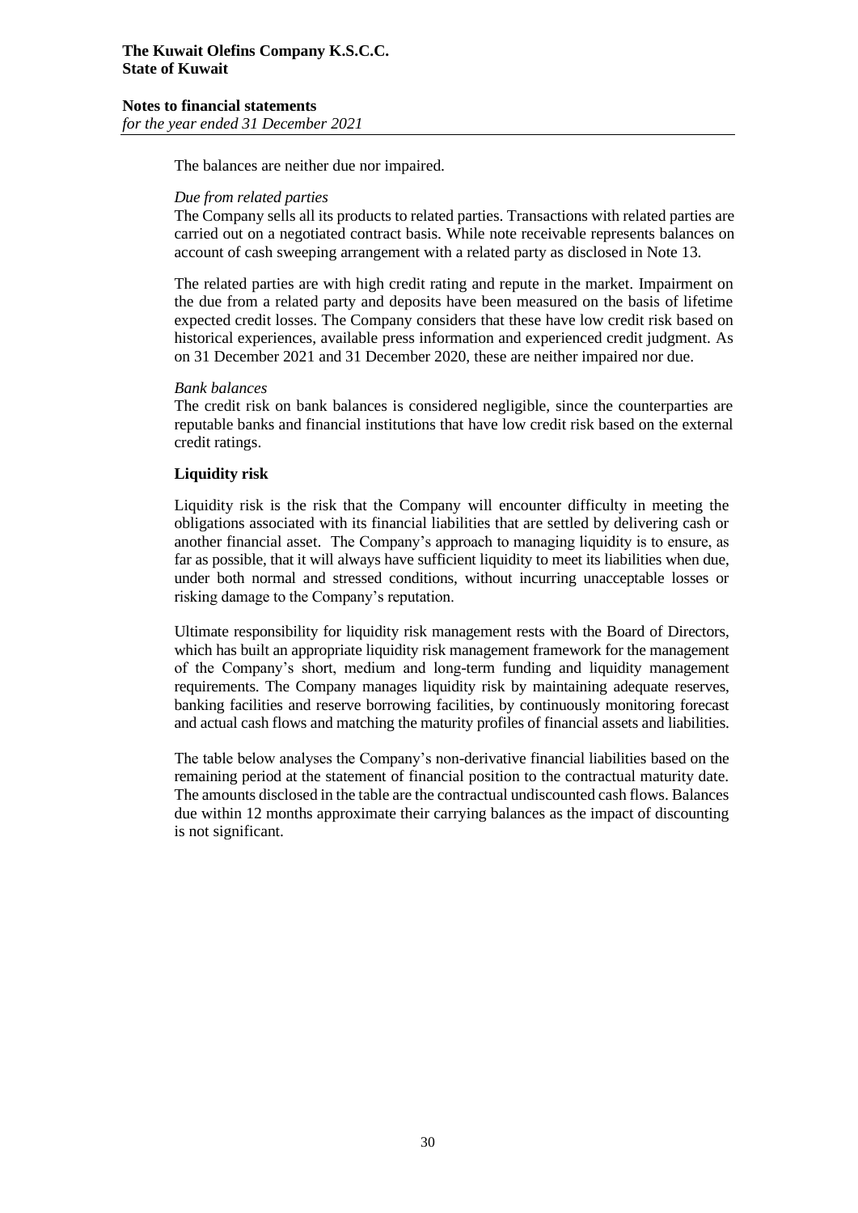The balances are neither due nor impaired.

*Due from related parties*

The Company sells all its products to related parties. Transactions with related parties are carried out on a negotiated contract basis. While note receivable represents balances on account of cash sweeping arrangement with a related party as disclosed in Note 13.

The related parties are with high credit rating and repute in the market. Impairment on the due from a related party and deposits have been measured on the basis of lifetime expected credit losses. The Company considers that these have low credit risk based on historical experiences, available press information and experienced credit judgment. As on 31 December 2021 and 31 December 2020, these are neither impaired nor due.

*Bank balances*

The credit risk on bank balances is considered negligible, since the counterparties are reputable banks and financial institutions that have low credit risk based on the external credit ratings.

**Liquidity risk**

Liquidity risk is the risk that the Company will encounter difficulty in meeting the obligations associated with its financial liabilities that are settled by delivering cash or another financial asset. The Company's approach to managing liquidity is to ensure, as far as possible, that it will always have sufficient liquidity to meet its liabilities when due, under both normal and stressed conditions, without incurring unacceptable losses or risking damage to the Company's reputation.

Ultimate responsibility for liquidity risk management rests with the Board of Directors, which has built an appropriate liquidity risk management framework for the management of the Company's short, medium and long-term funding and liquidity management requirements. The Company manages liquidity risk by maintaining adequate reserves, banking facilities and reserve borrowing facilities, by continuously monitoring forecast and actual cash flows and matching the maturity profiles of financial assets and liabilities.

The table below analyses the Company's non-derivative financial liabilities based on the remaining period at the statement of financial position to the contractual maturity date. The amounts disclosed in the table are the contractual undiscounted cash flows. Balances due within 12 months approximate their carrying balances as the impact of discounting is not significant.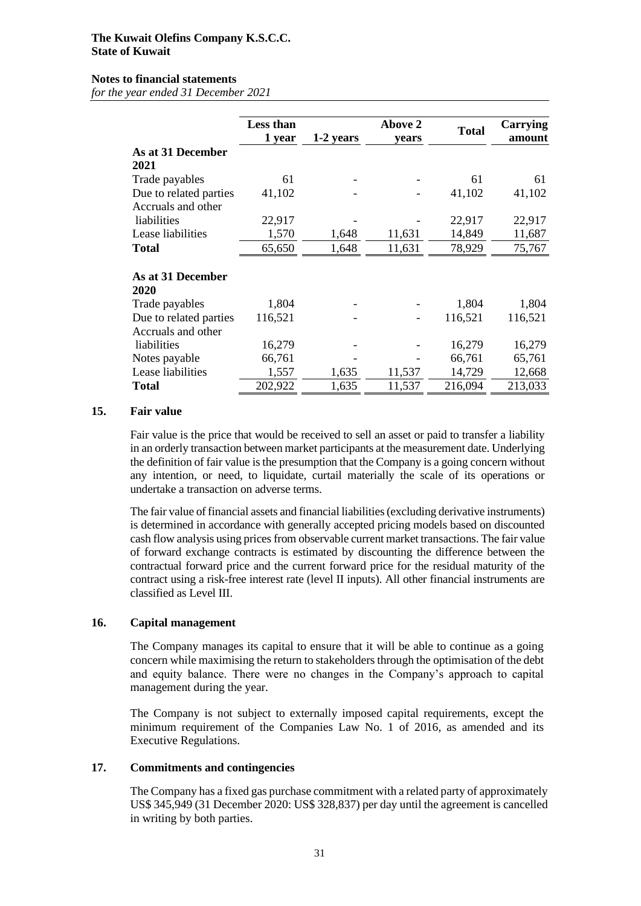|  | Less than 1 year | 1-2 years | Above 2 years | Total | Carrying amount |
|---|---|---|---|---|---|
| **As at 31 December 2021** |  |  |  |  |  |
| Trade payables | 61 | - | - | 61 | 61 |
| Due to related parties | 41,102 | - | - | 41,102 | 41,102 |
| Accruals and other liabilities | 22,917 | - | - | 22,917 | 22,917 |
| Lease liabilities | 1,570 | 1,648 | 11,631 | 14,849 | 11,687 |
| **Total** | 65,650 | 1,648 | 11,631 | 78,929 | 75,767 |
| **As at 31 December 2020** |  |  |  |  |  |
| Trade payables | 1,804 | - | - | 1,804 | 1,804 |
| Due to related parties | 116,521 | - | - | 116,521 | 116,521 |
| Accruals and other liabilities | 16,279 | - | - | 16,279 | 16,279 |
| Notes payable | 66,761 | - | - | 66,761 | 65,761 |
| Lease liabilities | 1,557 | 1,635 | 11,537 | 14,729 | 12,668 |
| **Total** | 202,922 | 1,635 | 11,537 | 216,094 | 213,033 |

## 15. Fair value

Fair value is the price that would be received to sell an asset or paid to transfer a liability in an orderly transaction between market participants at the measurement date. Underlying the definition of fair value is the presumption that the Company is a going concern without any intention, or need, to liquidate, curtail materially the scale of its operations or undertake a transaction on adverse terms.

The fair value of financial assets and financial liabilities (excluding derivative instruments) is determined in accordance with generally accepted pricing models based on discounted cash flow analysis using prices from observable current market transactions. The fair value of forward exchange contracts is estimated by discounting the difference between the contractual forward price and the current forward price for the residual maturity of the contract using a risk-free interest rate (level II inputs). All other financial instruments are classified as Level III.

## 16. Capital management

The Company manages its capital to ensure that it will be able to continue as a going concern while maximising the return to stakeholders through the optimisation of the debt and equity balance. There were no changes in the Company's approach to capital management during the year.

The Company is not subject to externally imposed capital requirements, except the minimum requirement of the Companies Law No. 1 of 2016, as amended and its Executive Regulations.

## 17. Commitments and contingencies

The Company has a fixed gas purchase commitment with a related party of approximately US$ 345,949 (31 December 2020: US$ 328,837) per day until the agreement is cancelled in writing by both parties.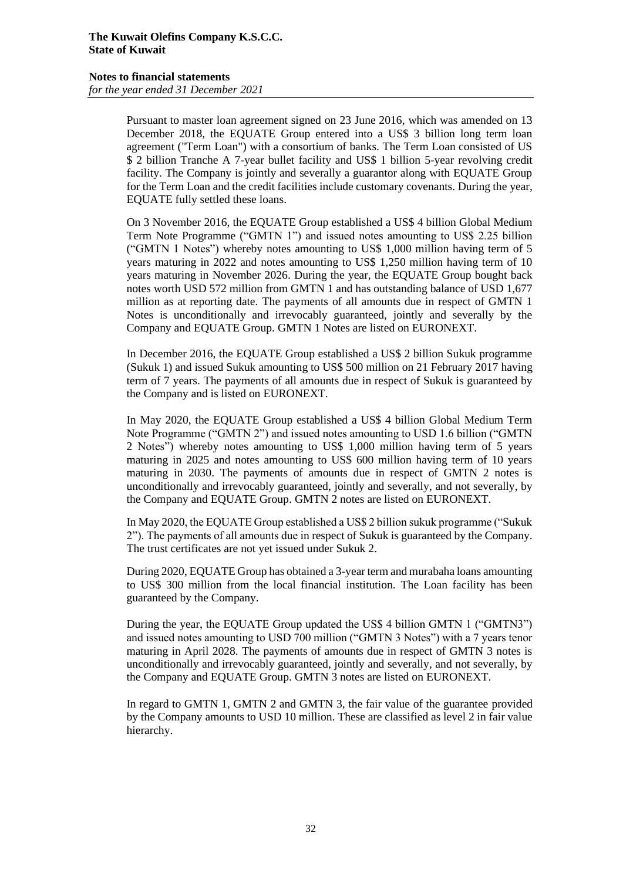Pursuant to master loan agreement signed on 23 June 2016, which was amended on 13 December 2018, the EQUATE Group entered into a US$ 3 billion long term loan agreement ("Term Loan") with a consortium of banks. The Term Loan consisted of US $ 2 billion Tranche A 7-year bullet facility and US$ 1 billion 5-year revolving credit facility. The Company is jointly and severally a guarantor along with EQUATE Group for the Term Loan and the credit facilities include customary covenants. During the year, EQUATE fully settled these loans.

On 3 November 2016, the EQUATE Group established a US$ 4 billion Global Medium Term Note Programme ("GMTN 1") and issued notes amounting to US$ 2.25 billion ("GMTN 1 Notes") whereby notes amounting to US$ 1,000 million having term of 5 years maturing in 2022 and notes amounting to US$ 1,250 million having term of 10 years maturing in November 2026. During the year, the EQUATE Group bought back notes worth USD 572 million from GMTN 1 and has outstanding balance of USD 1,677 million as at reporting date. The payments of all amounts due in respect of GMTN 1 Notes is unconditionally and irrevocably guaranteed, jointly and severally by the Company and EQUATE Group. GMTN 1 Notes are listed on EURONEXT.

In December 2016, the EQUATE Group established a US$ 2 billion Sukuk programme (Sukuk 1) and issued Sukuk amounting to US$ 500 million on 21 February 2017 having term of 7 years. The payments of all amounts due in respect of Sukuk is guaranteed by the Company and is listed on EURONEXT.

In May 2020, the EQUATE Group established a US$ 4 billion Global Medium Term Note Programme ("GMTN 2") and issued notes amounting to USD 1.6 billion ("GMTN 2 Notes") whereby notes amounting to US$ 1,000 million having term of 5 years maturing in 2025 and notes amounting to US$ 600 million having term of 10 years maturing in 2030. The payments of amounts due in respect of GMTN 2 notes is unconditionally and irrevocably guaranteed, jointly and severally, and not severally, by the Company and EQUATE Group. GMTN 2 notes are listed on EURONEXT.

In May 2020, the EQUATE Group established a US$ 2 billion sukuk programme ("Sukuk 2"). The payments of all amounts due in respect of Sukuk is guaranteed by the Company. The trust certificates are not yet issued under Sukuk 2.

During 2020, EQUATE Group has obtained a 3-year term and murabaha loans amounting to US$ 300 million from the local financial institution. The Loan facility has been guaranteed by the Company.

During the year, the EQUATE Group updated the US$ 4 billion GMTN 1 ("GMTN3") and issued notes amounting to USD 700 million ("GMTN 3 Notes") with a 7 years tenor maturing in April 2028. The payments of amounts due in respect of GMTN 3 notes is unconditionally and irrevocably guaranteed, jointly and severally, and not severally, by the Company and EQUATE Group. GMTN 3 notes are listed on EURONEXT.

In regard to GMTN 1, GMTN 2 and GMTN 3, the fair value of the guarantee provided by the Company amounts to USD 10 million. These are classified as level 2 in fair value hierarchy.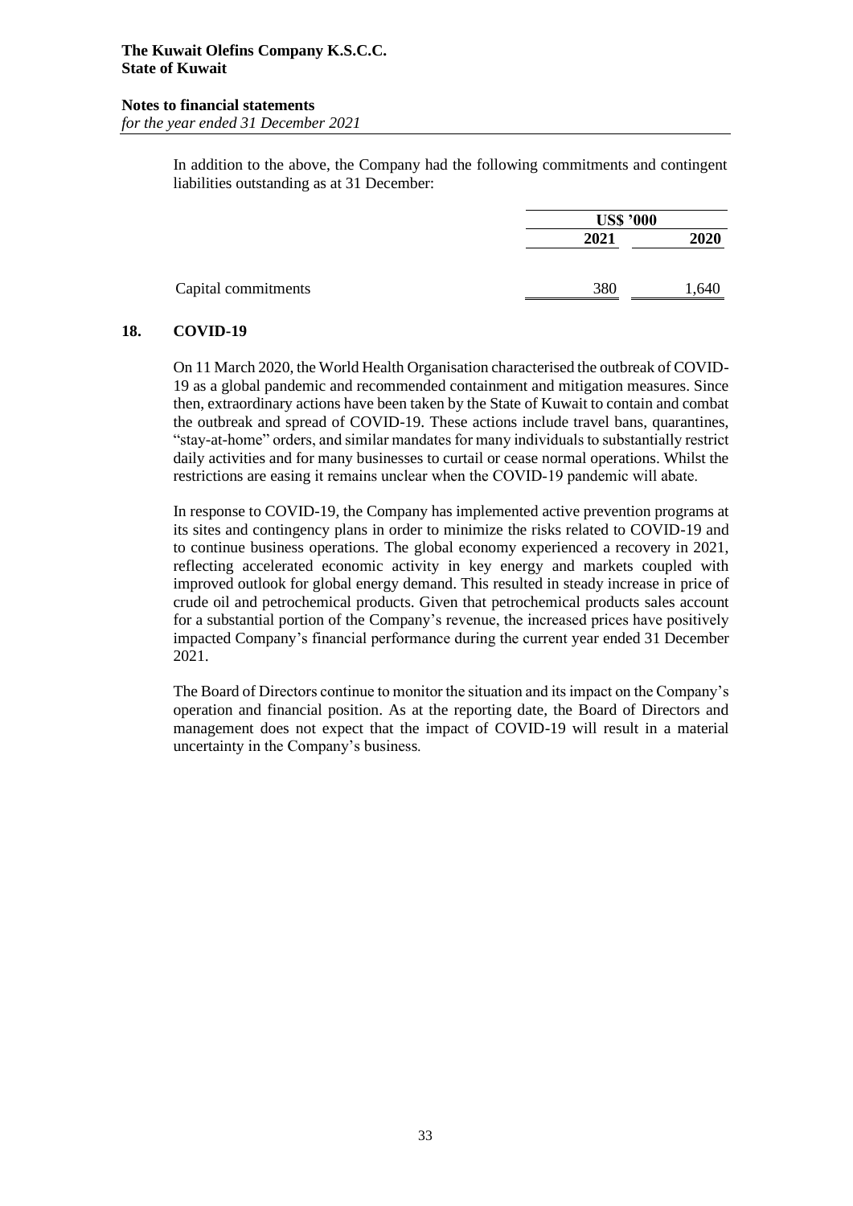In addition to the above, the Company had the following commitments and contingent liabilities outstanding as at 31 December:

| | US$ '000 | |
|---|---|---|
| | 2021 | 2020 |
| Capital commitments | 380 | 1,640 |

## 18. COVID-19

On 11 March 2020, the World Health Organisation characterised the outbreak of COVID-19 as a global pandemic and recommended containment and mitigation measures. Since then, extraordinary actions have been taken by the State of Kuwait to contain and combat the outbreak and spread of COVID-19. These actions include travel bans, quarantines, "stay-at-home" orders, and similar mandates for many individuals to substantially restrict daily activities and for many businesses to curtail or cease normal operations. Whilst the restrictions are easing it remains unclear when the COVID-19 pandemic will abate.

In response to COVID-19, the Company has implemented active prevention programs at its sites and contingency plans in order to minimize the risks related to COVID-19 and to continue business operations. The global economy experienced a recovery in 2021, reflecting accelerated economic activity in key energy and markets coupled with improved outlook for global energy demand. This resulted in steady increase in price of crude oil and petrochemical products. Given that petrochemical products sales account for a substantial portion of the Company's revenue, the increased prices have positively impacted Company's financial performance during the current year ended 31 December 2021.

The Board of Directors continue to monitor the situation and its impact on the Company's operation and financial position. As at the reporting date, the Board of Directors and management does not expect that the impact of COVID-19 will result in a material uncertainty in the Company's business.